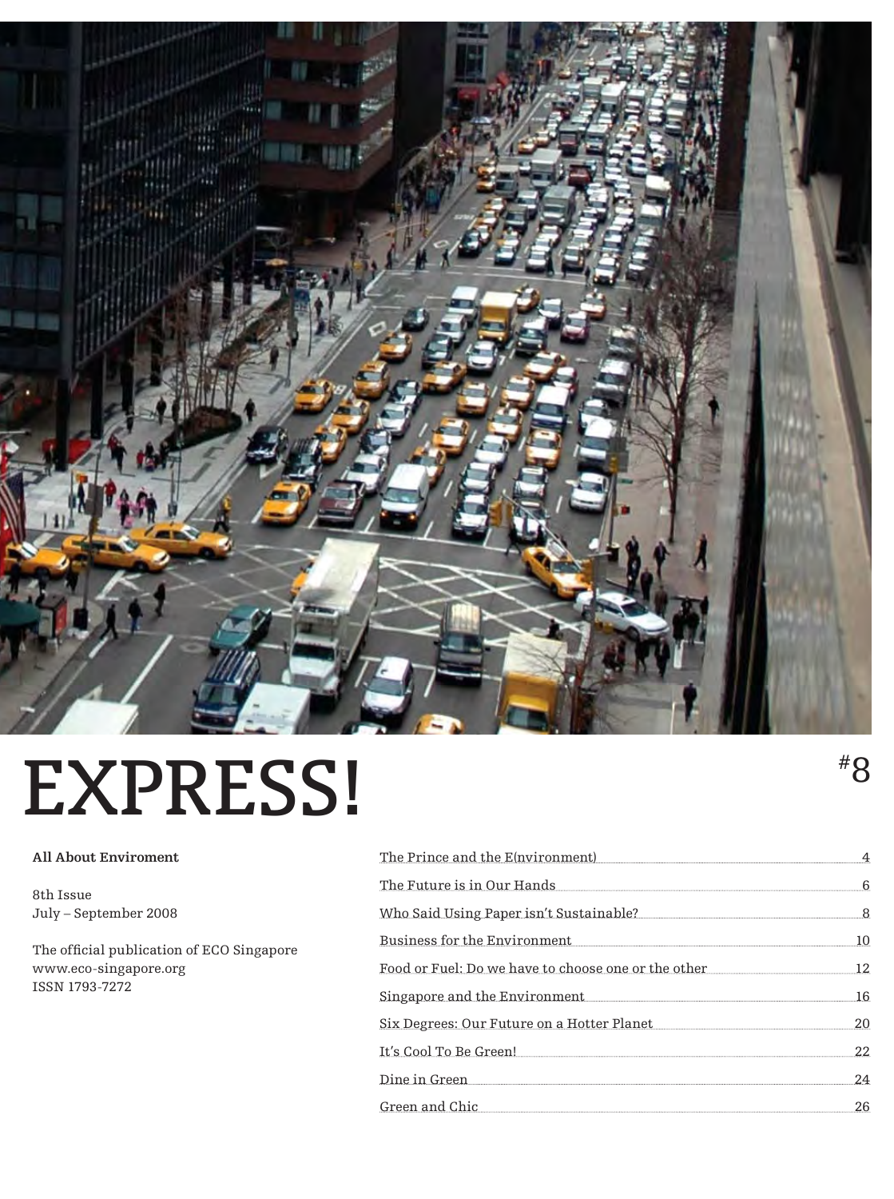# EXPRESS!

#8

**All About Enviroment**

8th Issue
July – September 2008

The official publication of ECO Singapore
www.eco-singapore.org
ISSN 1793-7272

| | |
|---|---|
| The Prince and the E(nvironment) | 4 |
| The Future is in Our Hands | 6 |
| Who Said Using Paper isn't Sustainable? | 8 |
| Business for the Environment | 10 |
| Food or Fuel: Do we have to choose one or the other | 12 |
| Singapore and the Environment | 16 |
| Six Degrees: Our Future on a Hotter Planet | 20 |
| It's Cool To Be Green! | 22 |
| Dine in Green | 24 |
| Green and Chic | 26 |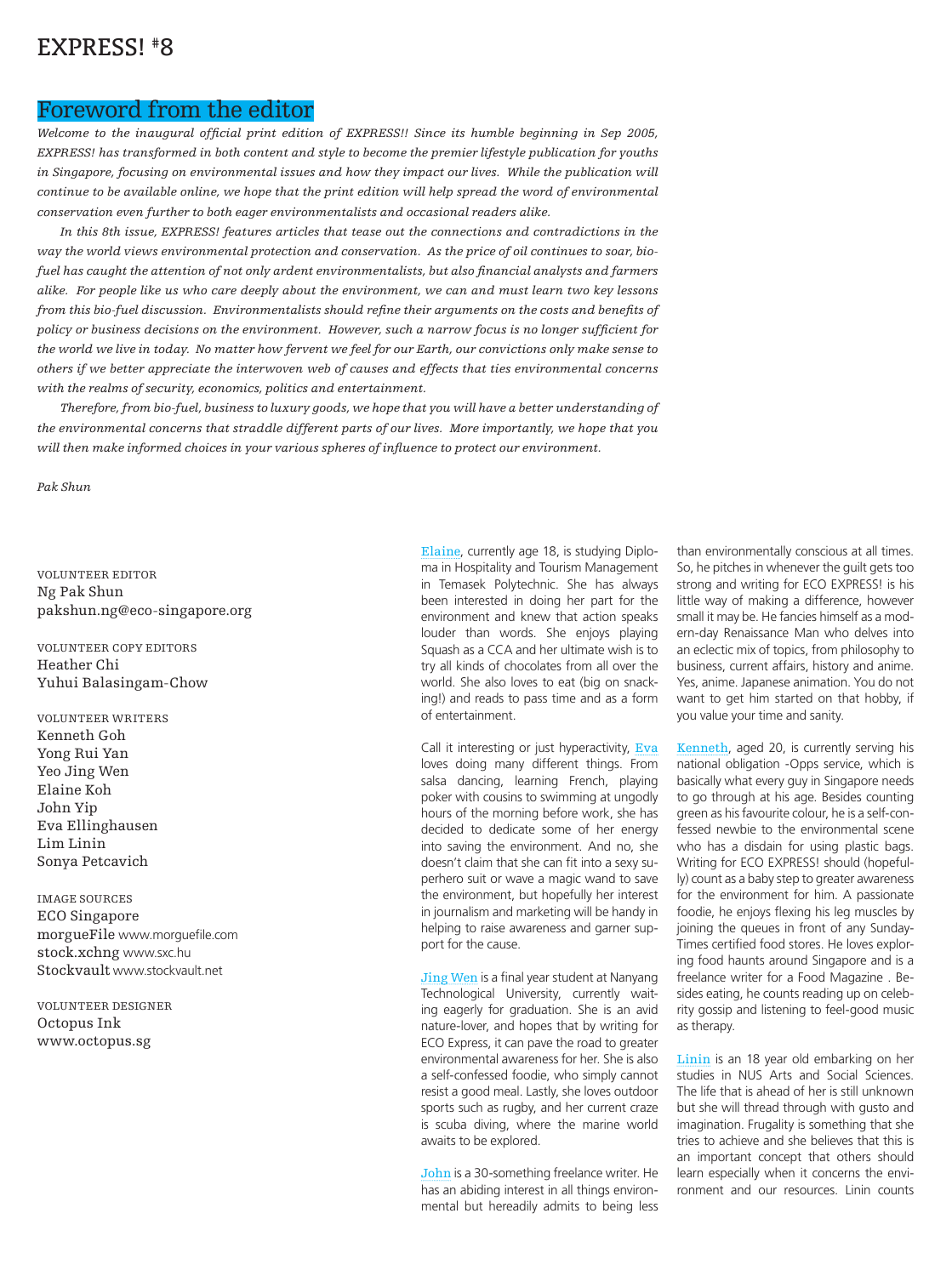# EXPRESS! #8

## Foreword from the editor

*Welcome to the inaugural official print edition of EXPRESS!! Since its humble beginning in Sep 2005, EXPRESS! has transformed in both content and style to become the premier lifestyle publication for youths in Singapore, focusing on environmental issues and how they impact our lives. While the publication will continue to be available online, we hope that the print edition will help spread the word of environmental conservation even further to both eager environmentalists and occasional readers alike.*

*In this 8th issue, EXPRESS! features articles that tease out the connections and contradictions in the way the world views environmental protection and conservation. As the price of oil continues to soar, bio-fuel has caught the attention of not only ardent environmentalists, but also financial analysts and farmers alike. For people like us who care deeply about the environment, we can and must learn two key lessons from this bio-fuel discussion. Environmentalists should refine their arguments on the costs and benefits of policy or business decisions on the environment. However, such a narrow focus is no longer sufficient for the world we live in today. No matter how fervent we feel for our Earth, our convictions only make sense to others if we better appreciate the interwoven web of causes and effects that ties environmental concerns with the realms of security, economics, politics and entertainment.*

*Therefore, from bio-fuel, business to luxury goods, we hope that you will have a better understanding of the environmental concerns that straddle different parts of our lives. More importantly, we hope that you will then make informed choices in your various spheres of influence to protect our environment.*

*Pak Shun*

VOLUNTEER EDITOR
Ng Pak Shun
pakshun.ng@eco-singapore.org

VOLUNTEER COPY EDITORS
Heather Chi
Yuhui Balasingam-Chow

VOLUNTEER WRITERS
Kenneth Goh
Yong Rui Yan
Yeo Jing Wen
Elaine Koh
John Yip
Eva Ellinghausen
Lim Linin
Sonya Petcavich

IMAGE SOURCES
ECO Singapore
morgueFile www.morguefile.com
stock.xchng www.sxc.hu
Stockvault www.stockvault.net

VOLUNTEER DESIGNER
Octopus Ink
www.octopus.sg

Elaine, currently age 18, is studying Diploma in Hospitality and Tourism Management in Temasek Polytechnic. She has always been interested in doing her part for the environment and knew that action speaks louder than words. She enjoys playing Squash as a CCA and her ultimate wish is to try all kinds of chocolates from all over the world. She also loves to eat (big on snacking!) and reads to pass time and as a form of entertainment.

Call it interesting or just hyperactivity, Eva loves doing many different things. From salsa dancing, learning French, playing poker with cousins to swimming at ungodly hours of the morning before work, she has decided to dedicate some of her energy into saving the environment. And no, she doesn't claim that she can fit into a sexy superhero suit or wave a magic wand to save the environment, but hopefully her interest in journalism and marketing will be handy in helping to raise awareness and garner support for the cause.

Jing Wen is a final year student at Nanyang Technological University, currently waiting eagerly for graduation. She is an avid nature-lover, and hopes that by writing for ECO Express, it can pave the road to greater environmental awareness for her. She is also a self-confessed foodie, who simply cannot resist a good meal. Lastly, she loves outdoor sports such as rugby, and her current craze is scuba diving, where the marine world awaits to be explored.

John is a 30-something freelance writer. He has an abiding interest in all things environmental but hereadily admits to being less than environmentally conscious at all times. So, he pitches in whenever the guilt gets too strong and writing for ECO EXPRESS! is his little way of making a difference, however small it may be. He fancies himself as a modern-day Renaissance Man who delves into an eclectic mix of topics, from philosophy to business, current affairs, history and anime. Yes, anime. Japanese animation. You do not want to get him started on that hobby, if you value your time and sanity.

Kenneth, aged 20, is currently serving his national obligation -Opps service, which is basically what every guy in Singapore needs to go through at his age. Besides counting green as his favourite colour, he is a self-confessed newbie to the environmental scene who has a disdain for using plastic bags. Writing for ECO EXPRESS! should (hopefully) count as a baby step to greater awareness for the environment for him. A passionate foodie, he enjoys flexing his leg muscles by joining the queues in front of any Sunday-Times certified food stores. He loves exploring food haunts around Singapore and is a freelance writer for a Food Magazine . Besides eating, he counts reading up on celebrity gossip and listening to feel-good music as therapy.

Linin is an 18 year old embarking on her studies in NUS Arts and Social Sciences. The life that is ahead of her is still unknown but she will thread through with gusto and imagination. Frugality is something that she tries to achieve and she believes that this is an important concept that others should learn especially when it concerns the environment and our resources. Linin counts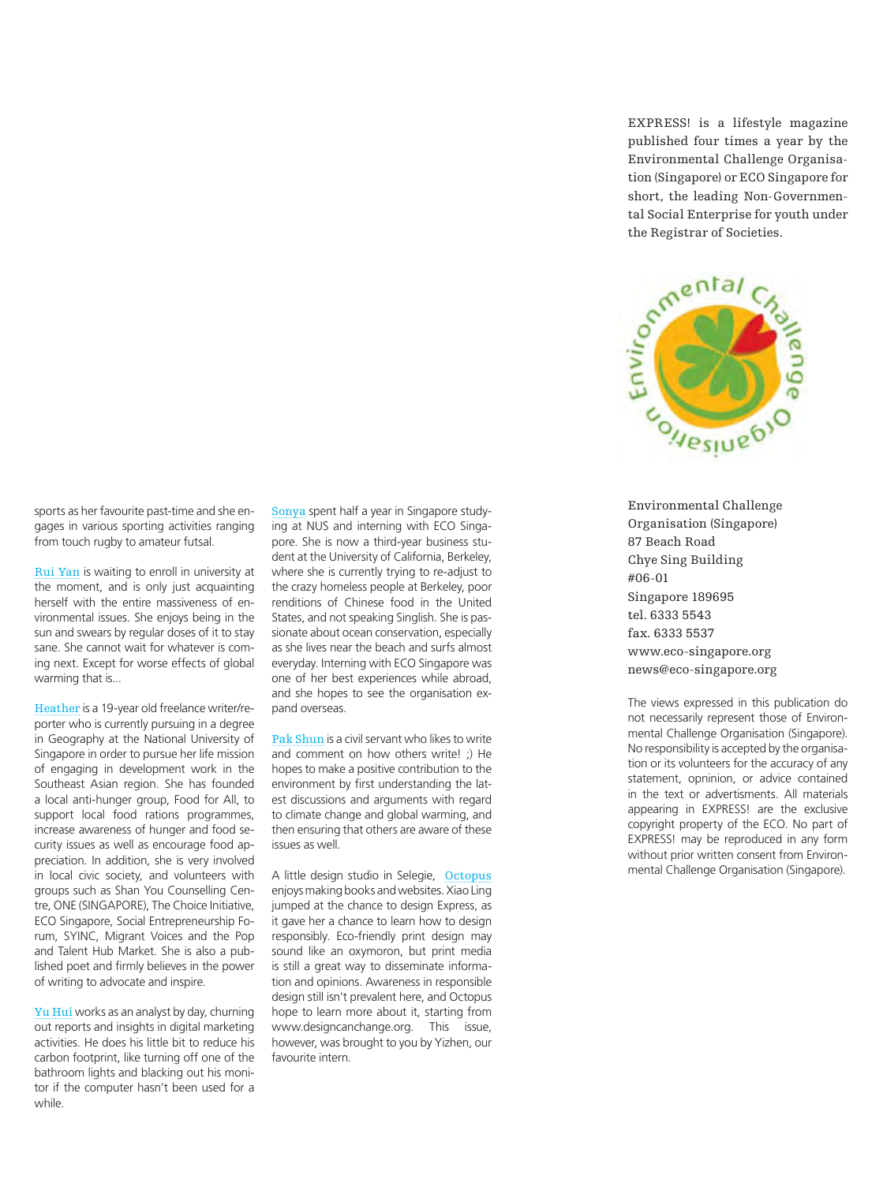sports as her favourite past-time and she engages in various sporting activities ranging from touch rugby to amateur futsal.

**Rui Yan** is waiting to enroll in university at the moment, and is only just acquainting herself with the entire massiveness of environmental issues. She enjoys being in the sun and swears by regular doses of it to stay sane. She cannot wait for whatever is coming next. Except for worse effects of global warming that is...

**Heather** is a 19-year old freelance writer/reporter who is currently pursuing in a degree in Geography at the National University of Singapore in order to pursue her life mission of engaging in development work in the Southeast Asian region. She has founded a local anti-hunger group, Food for All, to support local food rations programmes, increase awareness of hunger and food security issues as well as encourage food appreciation. In addition, she is very involved in local civic society, and volunteers with groups such as Shan You Counselling Centre, ONE (SINGAPORE), The Choice Initiative, ECO Singapore, Social Entrepreneurship Forum, SYINC, Migrant Voices and the Pop and Talent Hub Market. She is also a published poet and firmly believes in the power of writing to advocate and inspire.

**Yu Hui** works as an analyst by day, churning out reports and insights in digital marketing activities. He does his little bit to reduce his carbon footprint, like turning off one of the bathroom lights and blacking out his monitor if the computer hasn't been used for a while.

**Sonya** spent half a year in Singapore studying at NUS and interning with ECO Singapore. She is now a third-year business student at the University of California, Berkeley, where she is currently trying to re-adjust to the crazy homeless people at Berkeley, poor renditions of Chinese food in the United States, and not speaking Singlish. She is passionate about ocean conservation, especially as she lives near the beach and surfs almost everyday. Interning with ECO Singapore was one of her best experiences while abroad, and she hopes to see the organisation expand overseas.

**Pak Shun** is a civil servant who likes to write and comment on how others write! ;) He hopes to make a positive contribution to the environment by first understanding the latest discussions and arguments with regard to climate change and global warming, and then ensuring that others are aware of these issues as well.

A little design studio in Selegie, **Octopus** enjoys making books and websites. Xiao Ling jumped at the chance to design Express, as it gave her a chance to learn how to design responsibly. Eco-friendly print design may sound like an oxymoron, but print media is still a great way to disseminate information and opinions. Awareness in responsible design still isn't prevalent here, and Octopus hope to learn more about it, starting from www.designcanchange.org. This issue, however, was brought to you by Yizhen, our favourite intern.

EXPRESS! is a lifestyle magazine published four times a year by the Environmental Challenge Organisation (Singapore) or ECO Singapore for short, the leading Non-Governmental Social Enterprise for youth under the Registrar of Societies.

Environmental Challenge Organisation (Singapore)
87 Beach Road
Chye Sing Building
#06-01
Singapore 189695
tel. 6333 5543
fax. 6333 5537
www.eco-singapore.org
news@eco-singapore.org

The views expressed in this publication do not necessarily represent those of Environmental Challenge Organisation (Singapore). No responsibility is accepted by the organisation or its volunteers for the accuracy of any statement, opinion, or advice contained in the text or advertisments. All materials appearing in EXPRESS! are the exclusive copyright property of the ECO. No part of EXPRESS! may be reproduced in any form without prior written consent from Environmental Challenge Organisation (Singapore).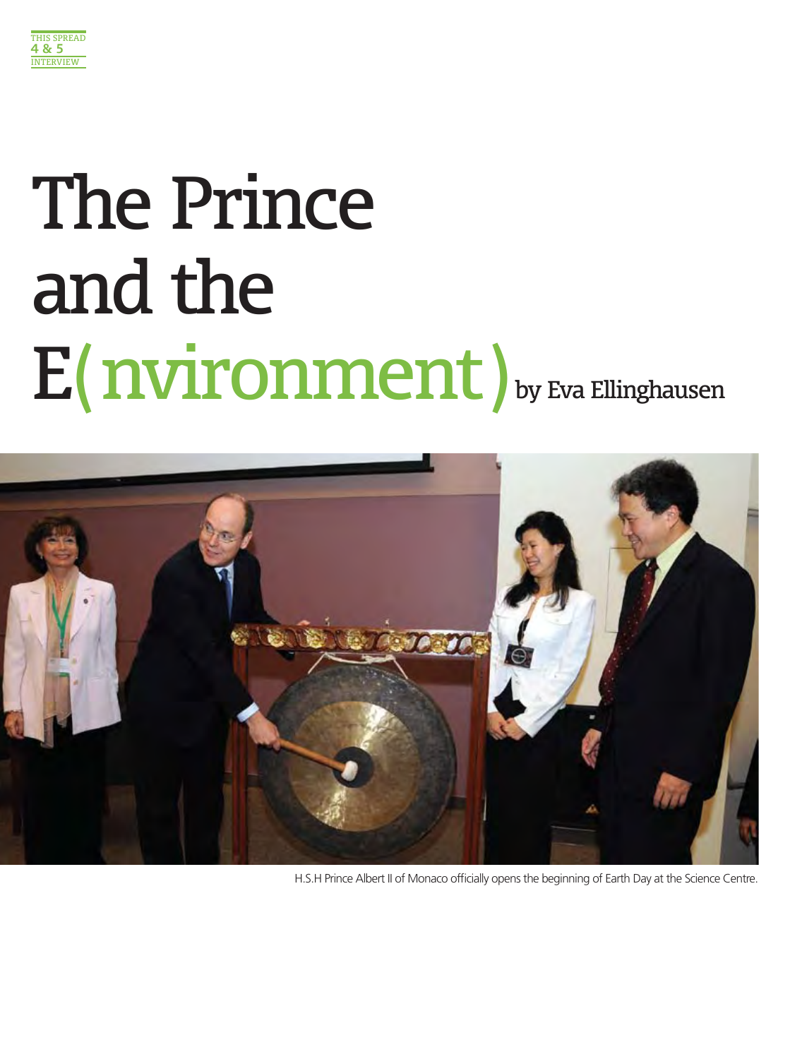# The Prince and the E(nvironment)

by Eva Ellinghausen

H.S.H Prince Albert II of Monaco officially opens the beginning of Earth Day at the Science Centre.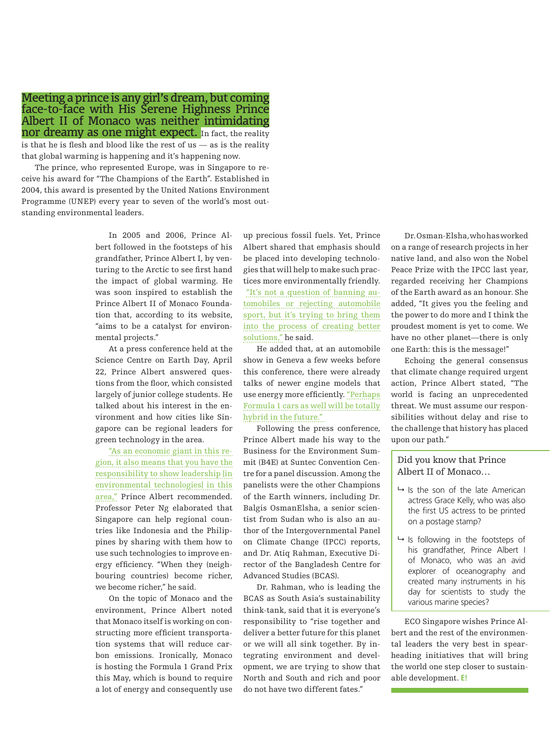**Meeting a prince is any girl's dream, but coming face-to-face with His Serene Highness Prince Albert II of Monaco was neither intimidating nor dreamy as one might expect.** In fact, the reality is that he is flesh and blood like the rest of us — as is the reality that global warming is happening and it's happening now.

The prince, who represented Europe, was in Singapore to receive his award for "The Champions of the Earth". Established in 2004, this award is presented by the United Nations Environment Programme (UNEP) every year to seven of the world's most outstanding environmental leaders.

In 2005 and 2006, Prince Albert followed in the footsteps of his grandfather, Prince Albert I, by venturing to the Arctic to see first hand the impact of global warming. He was soon inspired to establish the Prince Albert II of Monaco Foundation that, according to its website, "aims to be a catalyst for environmental projects."

At a press conference held at the Science Centre on Earth Day, April 22, Prince Albert answered questions from the floor, which consisted largely of junior college students. He talked about his interest in the environment and how cities like Singapore can be regional leaders for green technology in the area.

"As an economic giant in this region, it also means that you have the responsibility to show leadership [in environmental technologies] in this area," Prince Albert recommended. Professor Peter Ng elaborated that Singapore can help regional countries like Indonesia and the Philippines by sharing with them how to use such technologies to improve energy efficiency. "When they (neighbouring countries) become richer, we become richer," he said.

On the topic of Monaco and the environment, Prince Albert noted that Monaco itself is working on constructing more efficient transportation systems that will reduce carbon emissions. Ironically, Monaco is hosting the Formula 1 Grand Prix this May, which is bound to require a lot of energy and consequently use up precious fossil fuels. Yet, Prince Albert shared that emphasis should be placed into developing technologies that will help to make such practices more environmentally friendly. "It's not a question of banning automobiles or rejecting automobile sport, but it's trying to bring them into the process of creating better solutions," he said.

He added that, at an automobile show in Geneva a few weeks before this conference, there were already talks of newer engine models that use energy more efficiently. "Perhaps Formula 1 cars as well will be totally hybrid in the future."

Following the press conference, Prince Albert made his way to the Business for the Environment Summit (B4E) at Suntec Convention Centre for a panel discussion. Among the panelists were the other Champions of the Earth winners, including Dr. Balgis OsmanElsha, a senior scientist from Sudan who is also an author of the Intergovernmental Panel on Climate Change (IPCC) reports, and Dr. Atiq Rahman, Executive Director of the Bangladesh Centre for Advanced Studies (BCAS).

Dr. Rahman, who is leading the BCAS as South Asia's sustainability think-tank, said that it is everyone's responsibility to "rise together and deliver a better future for this planet or we will all sink together. By integrating environment and development, we are trying to show that North and South and rich and poor do not have two different fates."

Dr. Osman-Elsha, who has worked on a range of research projects in her native land, and also won the Nobel Peace Prize with the IPCC last year, regarded receiving her Champions of the Earth award as an honour. She added, "It gives you the feeling and the power to do more and I think the proudest moment is yet to come. We have no other planet—there is only one Earth: this is the message!"

Echoing the general consensus that climate change required urgent action, Prince Albert stated, "The world is facing an unprecedented threat. We must assume our responsibilities without delay and rise to the challenge that history has placed upon our path."

### Did you know that Prince Albert II of Monaco…

- Is the son of the late American actress Grace Kelly, who was also the first US actress to be printed on a postage stamp?
- Is following in the footsteps of his grandfather, Prince Albert I of Monaco, who was an avid explorer of oceanography and created many instruments in his day for scientists to study the various marine species?

ECO Singapore wishes Prince Albert and the rest of the environmental leaders the very best in spearheading initiatives that will bring the world one step closer to sustainable development. **E!**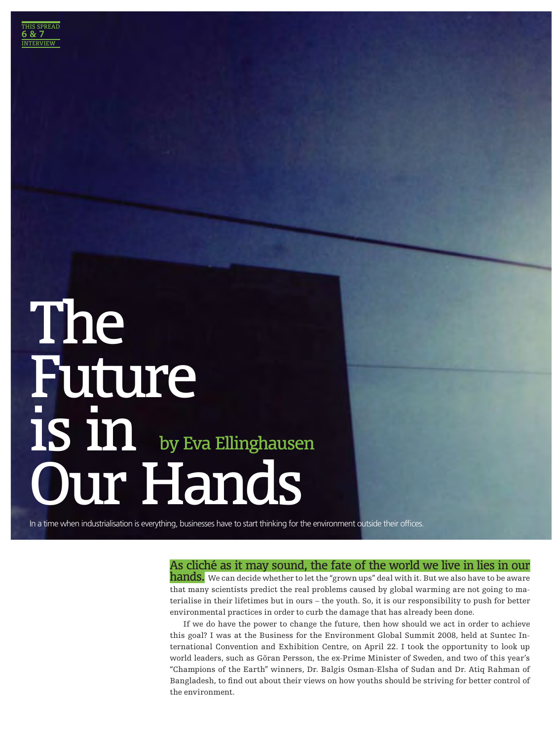THIS SPREAD 6 & 7 INTERVIEW

# The Future is in Our Hands

by Eva Ellinghausen

In a time when industrialisation is everything, businesses have to start thinking for the environment outside their offices.

**As cliché as it may sound, the fate of the world we live in lies in our hands.** We can decide whether to let the "grown ups" deal with it. But we also have to be aware that many scientists predict the real problems caused by global warming are not going to materialise in their lifetimes but in ours – the youth. So, it is our responsibility to push for better environmental practices in order to curb the damage that has already been done.

If we do have the power to change the future, then how should we act in order to achieve this goal? I was at the Business for the Environment Global Summit 2008, held at Suntec International Convention and Exhibition Centre, on April 22. I took the opportunity to look up world leaders, such as Göran Persson, the ex-Prime Minister of Sweden, and two of this year's "Champions of the Earth" winners, Dr. Balgis Osman-Elsha of Sudan and Dr. Atiq Rahman of Bangladesh, to find out about their views on how youths should be striving for better control of the environment.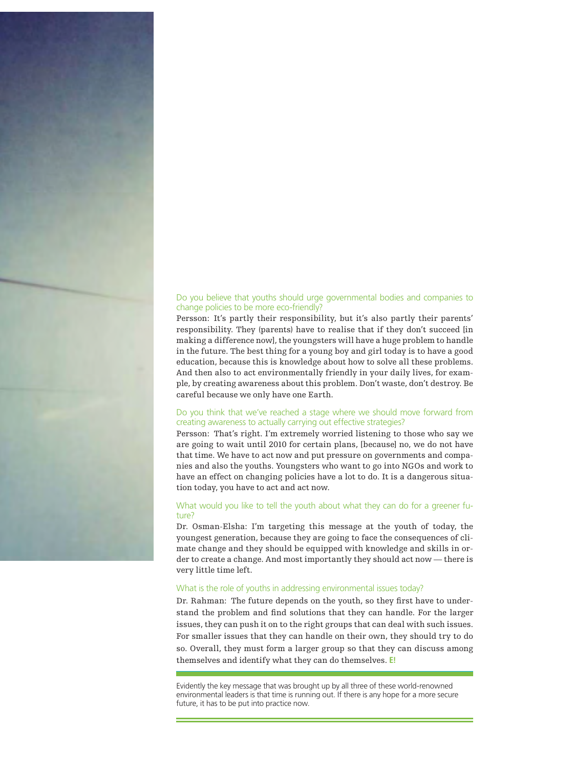### Do you believe that youths should urge governmental bodies and companies to change policies to be more eco-friendly?

Persson: It's partly their responsibility, but it's also partly their parents' responsibility. They (parents) have to realise that if they don't succeed [in making a difference now], the youngsters will have a huge problem to handle in the future. The best thing for a young boy and girl today is to have a good education, because this is knowledge about how to solve all these problems. And then also to act environmentally friendly in your daily lives, for example, by creating awareness about this problem. Don't waste, don't destroy. Be careful because we only have one Earth.

### Do you think that we've reached a stage where we should move forward from creating awareness to actually carrying out effective strategies?

Persson: That's right. I'm extremely worried listening to those who say we are going to wait until 2010 for certain plans, [because] no, we do not have that time. We have to act now and put pressure on governments and companies and also the youths. Youngsters who want to go into NGOs and work to have an effect on changing policies have a lot to do. It is a dangerous situation today, you have to act and act now.

### What would you like to tell the youth about what they can do for a greener future?

Dr. Osman-Elsha: I'm targeting this message at the youth of today, the youngest generation, because they are going to face the consequences of climate change and they should be equipped with knowledge and skills in order to create a change. And most importantly they should act now — there is very little time left.

### What is the role of youths in addressing environmental issues today?

Dr. Rahman: The future depends on the youth, so they first have to understand the problem and find solutions that they can handle. For the larger issues, they can push it on to the right groups that can deal with such issues. For smaller issues that they can handle on their own, they should try to do so. Overall, they must form a larger group so that they can discuss among themselves and identify what they can do themselves. **E!**

---

Evidently the key message that was brought up by all three of these world-renowned environmental leaders is that time is running out. If there is any hope for a more secure future, it has to be put into practice now.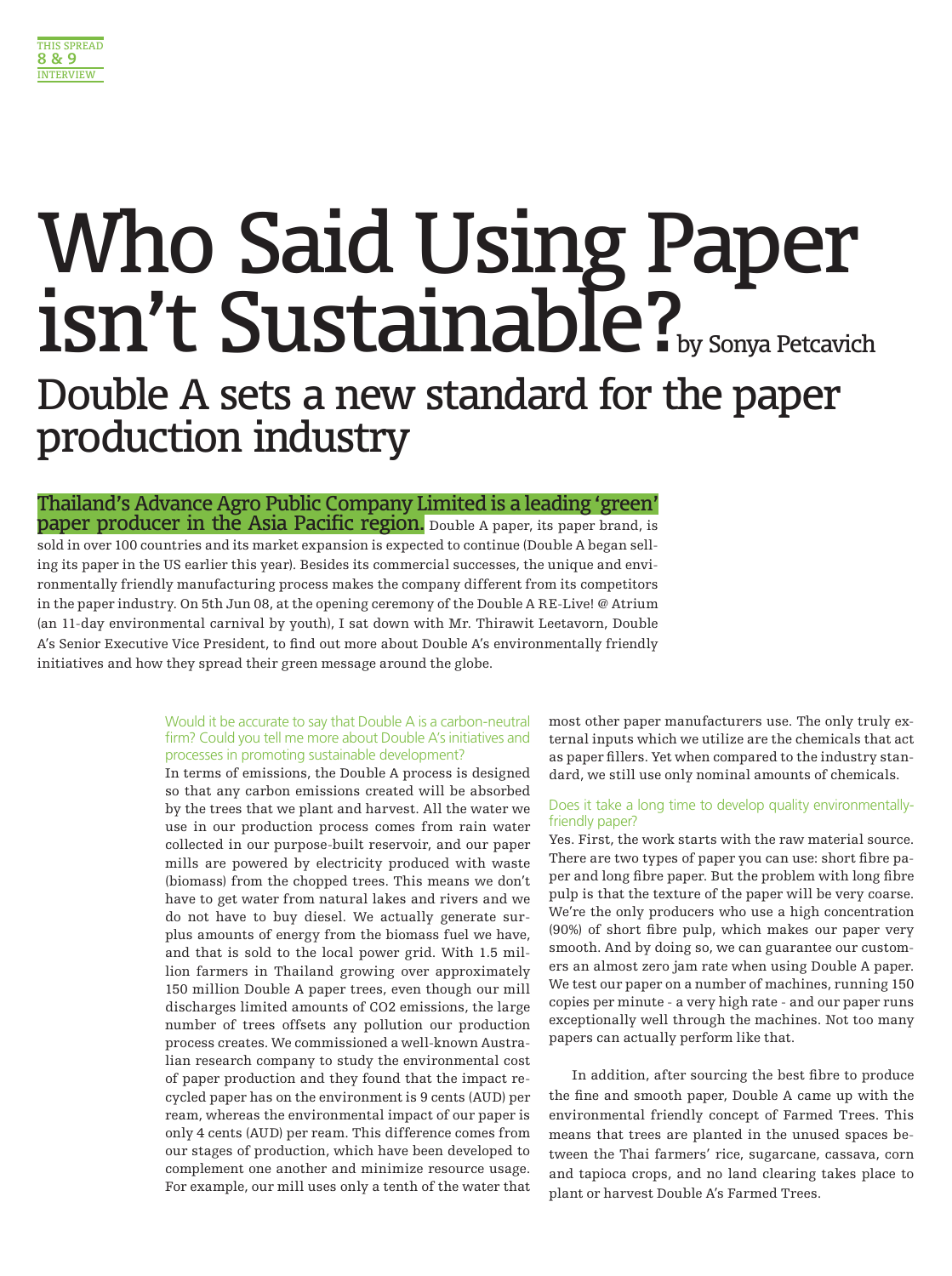# Who Said Using Paper isn't Sustainable?

by Sonya Petcavich

## Double A sets a new standard for the paper production industry

**Thailand's Advance Agro Public Company Limited is a leading 'green' paper producer in the Asia Pacific region.** Double A paper, its paper brand, is sold in over 100 countries and its market expansion is expected to continue (Double A began selling its paper in the US earlier this year). Besides its commercial successes, the unique and environmentally friendly manufacturing process makes the company different from its competitors in the paper industry. On 5th Jun 08, at the opening ceremony of the Double A RE-Live! @ Atrium (an 11-day environmental carnival by youth), I sat down with Mr. Thirawit Leetavorn, Double A's Senior Executive Vice President, to find out more about Double A's environmentally friendly initiatives and how they spread their green message around the globe.

**Would it be accurate to say that Double A is a carbon-neutral firm? Could you tell me more about Double A's initiatives and processes in promoting sustainable development?**

In terms of emissions, the Double A process is designed so that any carbon emissions created will be absorbed by the trees that we plant and harvest. All the water we use in our production process comes from rain water collected in our purpose-built reservoir, and our paper mills are powered by electricity produced with waste (biomass) from the chopped trees. This means we don't have to get water from natural lakes and rivers and we do not have to buy diesel. We actually generate surplus amounts of energy from the biomass fuel we have, and that is sold to the local power grid. With 1.5 million farmers in Thailand growing over approximately 150 million Double A paper trees, even though our mill discharges limited amounts of $CO_2$ emissions, the large number of trees offsets any pollution our production process creates. We commissioned a well-known Australian research company to study the environmental cost of paper production and they found that the impact recycled paper has on the environment is 9 cents (AUD) per ream, whereas the environmental impact of our paper is only 4 cents (AUD) per ream. This difference comes from our stages of production, which have been developed to complement one another and minimize resource usage. For example, our mill uses only a tenth of the water that most other paper manufacturers use. The only truly external inputs which we utilize are the chemicals that act as paper fillers. Yet when compared to the industry standard, we still use only nominal amounts of chemicals.

**Does it take a long time to develop quality environmentally-friendly paper?**

Yes. First, the work starts with the raw material source. There are two types of paper you can use: short fibre paper and long fibre paper. But the problem with long fibre pulp is that the texture of the paper will be very coarse. We're the only producers who use a high concentration (90%) of short fibre pulp, which makes our paper very smooth. And by doing so, we can guarantee our customers an almost zero jam rate when using Double A paper. We test our paper on a number of machines, running 150 copies per minute - a very high rate - and our paper runs exceptionally well through the machines. Not too many papers can actually perform like that.

In addition, after sourcing the best fibre to produce the fine and smooth paper, Double A came up with the environmental friendly concept of Farmed Trees. This means that trees are planted in the unused spaces between the Thai farmers' rice, sugarcane, cassava, corn and tapioca crops, and no land clearing takes place to plant or harvest Double A's Farmed Trees.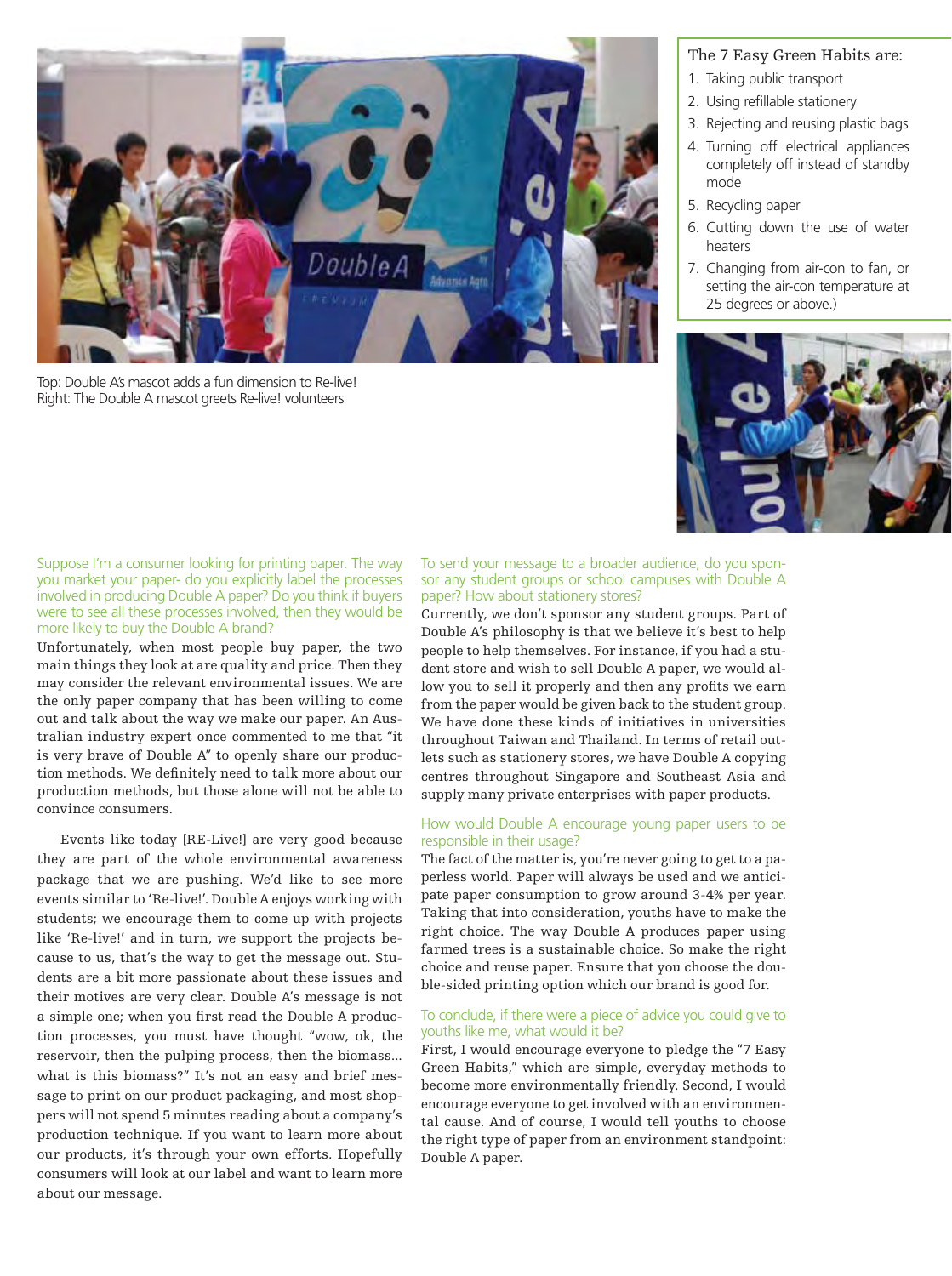Top: Double A's mascot adds a fun dimension to Re-live!
Right: The Double A mascot greets Re-live! volunteers

The 7 Easy Green Habits are:

1. Taking public transport
2. Using refillable stationery
3. Rejecting and reusing plastic bags
4. Turning off electrical appliances completely off instead of standby mode
5. Recycling paper
6. Cutting down the use of water heaters
7. Changing from air-con to fan, or setting the air-con temperature at 25 degrees or above.)

**Suppose I'm a consumer looking for printing paper. The way you market your paper- do you explicitly label the processes involved in producing Double A paper? Do you think if buyers were to see all these processes involved, then they would be more likely to buy the Double A brand?**

Unfortunately, when most people buy paper, the two main things they look at are quality and price. Then they may consider the relevant environmental issues. We are the only paper company that has been willing to come out and talk about the way we make our paper. An Australian industry expert once commented to me that "it is very brave of Double A" to openly share our production methods. We definitely need to talk more about our production methods, but those alone will not be able to convince consumers.

Events like today [RE-Live!] are very good because they are part of the whole environmental awareness package that we are pushing. We'd like to see more events similar to 'Re-live!'. Double A enjoys working with students; we encourage them to come up with projects like 'Re-live!' and in turn, we support the projects because to us, that's the way to get the message out. Students are a bit more passionate about these issues and their motives are very clear. Double A's message is not a simple one; when you first read the Double A production processes, you must have thought "wow, ok, the reservoir, then the pulping process, then the biomass... what is this biomass?" It's not an easy and brief message to print on our product packaging, and most shoppers will not spend 5 minutes reading about a company's production technique. If you want to learn more about our products, it's through your own efforts. Hopefully consumers will look at our label and want to learn more about our message.

**To send your message to a broader audience, do you sponsor any student groups or school campuses with Double A paper? How about stationery stores?**

Currently, we don't sponsor any student groups. Part of Double A's philosophy is that we believe it's best to help people to help themselves. For instance, if you had a student store and wish to sell Double A paper, we would allow you to sell it properly and then any profits we earn from the paper would be given back to the student group. We have done these kinds of initiatives in universities throughout Taiwan and Thailand. In terms of retail outlets such as stationery stores, we have Double A copying centres throughout Singapore and Southeast Asia and supply many private enterprises with paper products.

**How would Double A encourage young paper users to be responsible in their usage?**

The fact of the matter is, you're never going to get to a paperless world. Paper will always be used and we anticipate paper consumption to grow around 3-4% per year. Taking that into consideration, youths have to make the right choice. The way Double A produces paper using farmed trees is a sustainable choice. So make the right choice and reuse paper. Ensure that you choose the double-sided printing option which our brand is good for.

**To conclude, if there were a piece of advice you could give to youths like me, what would it be?**

First, I would encourage everyone to pledge the "7 Easy Green Habits," which are simple, everyday methods to become more environmentally friendly. Second, I would encourage everyone to get involved with an environmental cause. And of course, I would tell youths to choose the right type of paper from an environment standpoint: Double A paper.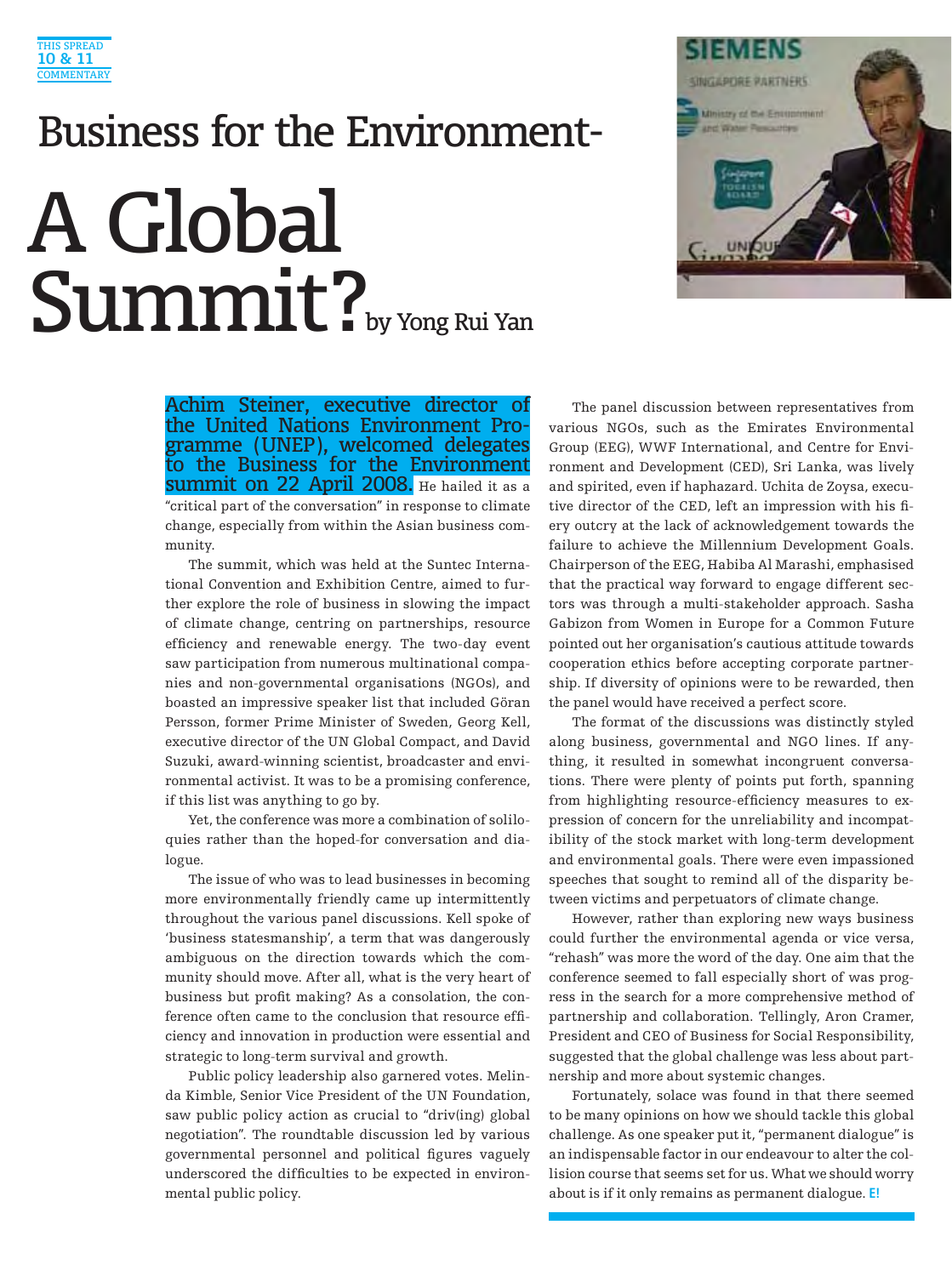THIS SPREAD
**10 & 11**
COMMENTARY

## Business for the Environment-

# A Global Summit?

by Yong Rui Yan

**Achim Steiner, executive director of the United Nations Environment Programme (UNEP), welcomed delegates to the Business for the Environment summit on 22 April 2008.** He hailed it as a "critical part of the conversation" in response to climate change, especially from within the Asian business community.

The summit, which was held at the Suntec International Convention and Exhibition Centre, aimed to further explore the role of business in slowing the impact of climate change, centring on partnerships, resource efficiency and renewable energy. The two-day event saw participation from numerous multinational companies and non-governmental organisations (NGOs), and boasted an impressive speaker list that included Göran Persson, former Prime Minister of Sweden, Georg Kell, executive director of the UN Global Compact, and David Suzuki, award-winning scientist, broadcaster and environmental activist. It was to be a promising conference, if this list was anything to go by.

Yet, the conference was more a combination of soliloquies rather than the hoped-for conversation and dialogue.

The issue of who was to lead businesses in becoming more environmentally friendly came up intermittently throughout the various panel discussions. Kell spoke of 'business statesmanship', a term that was dangerously ambiguous on the direction towards which the community should move. After all, what is the very heart of business but profit making? As a consolation, the conference often came to the conclusion that resource efficiency and innovation in production were essential and strategic to long-term survival and growth.

Public policy leadership also garnered votes. Melinda Kimble, Senior Vice President of the UN Foundation, saw public policy action as crucial to "driv(ing) global negotiation". The roundtable discussion led by various governmental personnel and political figures vaguely underscored the difficulties to be expected in environmental public policy.

The panel discussion between representatives from various NGOs, such as the Emirates Environmental Group (EEG), WWF International, and Centre for Environment and Development (CED), Sri Lanka, was lively and spirited, even if haphazard. Uchita de Zoysa, executive director of the CED, left an impression with his fiery outcry at the lack of acknowledgement towards the failure to achieve the Millennium Development Goals. Chairperson of the EEG, Habiba Al Marashi, emphasised that the practical way forward to engage different sectors was through a multi-stakeholder approach. Sasha Gabizon from Women in Europe for a Common Future pointed out her organisation's cautious attitude towards cooperation ethics before accepting corporate partnership. If diversity of opinions were to be rewarded, then the panel would have received a perfect score.

The format of the discussions was distinctly styled along business, governmental and NGO lines. If anything, it resulted in somewhat incongruent conversations. There were plenty of points put forth, spanning from highlighting resource-efficiency measures to expression of concern for the unreliability and incompatibility of the stock market with long-term development and environmental goals. There were even impassioned speeches that sought to remind all of the disparity between victims and perpetuators of climate change.

However, rather than exploring new ways business could further the environmental agenda or vice versa, "rehash" was more the word of the day. One aim that the conference seemed to fall especially short of was progress in the search for a more comprehensive method of partnership and collaboration. Tellingly, Aron Cramer, President and CEO of Business for Social Responsibility, suggested that the global challenge was less about partnership and more about systemic changes.

Fortunately, solace was found in that there seemed to be many opinions on how we should tackle this global challenge. As one speaker put it, "permanent dialogue" is an indispensable factor in our endeavour to alter the collision course that seems set for us. What we should worry about is if it only remains as permanent dialogue. **E!**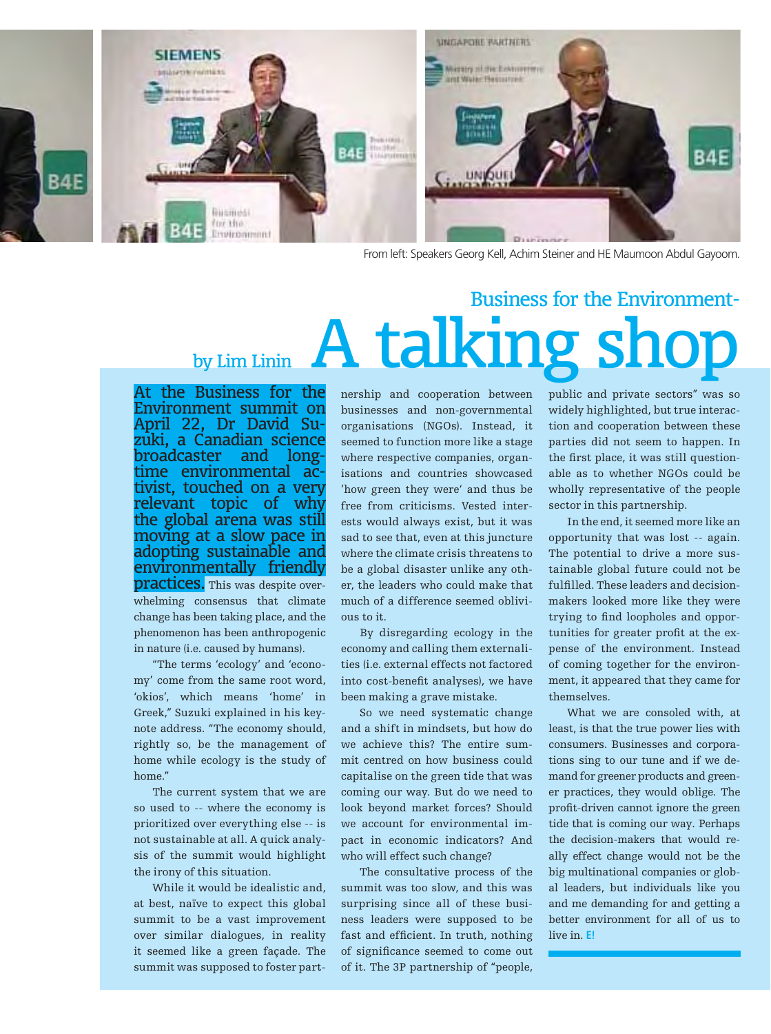From left: Speakers Georg Kell, Achim Steiner and HE Maumoon Abdul Gayoom.

## Business for the Environment-

# A talking shop

by Lim Linin

**At the Business for the Environment summit on April 22, Dr David Suzuki, a Canadian science broadcaster and long-time environmental activist, touched on a very relevant topic of why the global arena was still moving at a slow pace in adopting sustainable and environmentally friendly practices.** This was despite overwhelming consensus that climate change has been taking place, and the phenomenon has been anthropogenic in nature (i.e. caused by humans).

"The terms 'ecology' and 'economy' come from the same root word, 'okios', which means 'home' in Greek," Suzuki explained in his keynote address. "The economy should, rightly so, be the management of home while ecology is the study of home."

The current system that we are so used to -- where the economy is prioritized over everything else -- is not sustainable at all. A quick analysis of the summit would highlight the irony of this situation.

While it would be idealistic and, at best, naïve to expect this global summit to be a vast improvement over similar dialogues, in reality it seemed like a green façade. The summit was supposed to foster partnership and cooperation between businesses and non-governmental organisations (NGOs). Instead, it seemed to function more like a stage where respective companies, organisations and countries showcased 'how green they were' and thus be free from criticisms. Vested interests would always exist, but it was sad to see that, even at this juncture where the climate crisis threatens to be a global disaster unlike any other, the leaders who could make that much of a difference seemed oblivious to it.

By disregarding ecology in the economy and calling them externalities (i.e. external effects not factored into cost-benefit analyses), we have been making a grave mistake.

So we need systematic change and a shift in mindsets, but how do we achieve this? The entire summit centred on how business could capitalise on the green tide that was coming our way. But do we need to look beyond market forces? Should we account for environmental impact in economic indicators? And who will effect such change?

The consultative process of the summit was too slow, and this was surprising since all of these business leaders were supposed to be fast and efficient. In truth, nothing of significance seemed to come out of it. The 3P partnership of "people, public and private sectors" was so widely highlighted, but true interaction and cooperation between these parties did not seem to happen. In the first place, it was still questionable as to whether NGOs could be wholly representative of the people sector in this partnership.

In the end, it seemed more like an opportunity that was lost -- again. The potential to drive a more sustainable global future could not be fulfilled. These leaders and decision-makers looked more like they were trying to find loopholes and opportunities for greater profit at the expense of the environment. Instead of coming together for the environment, it appeared that they came for themselves.

What we are consoled with, at least, is that the true power lies with consumers. Businesses and corporations sing to our tune and if we demand for greener products and greener practices, they would oblige. The profit-driven cannot ignore the green tide that is coming our way. Perhaps the decision-makers that would really effect change would not be the big multinational companies or global leaders, but individuals like you and me demanding for and getting a better environment for all of us to live in. **E!**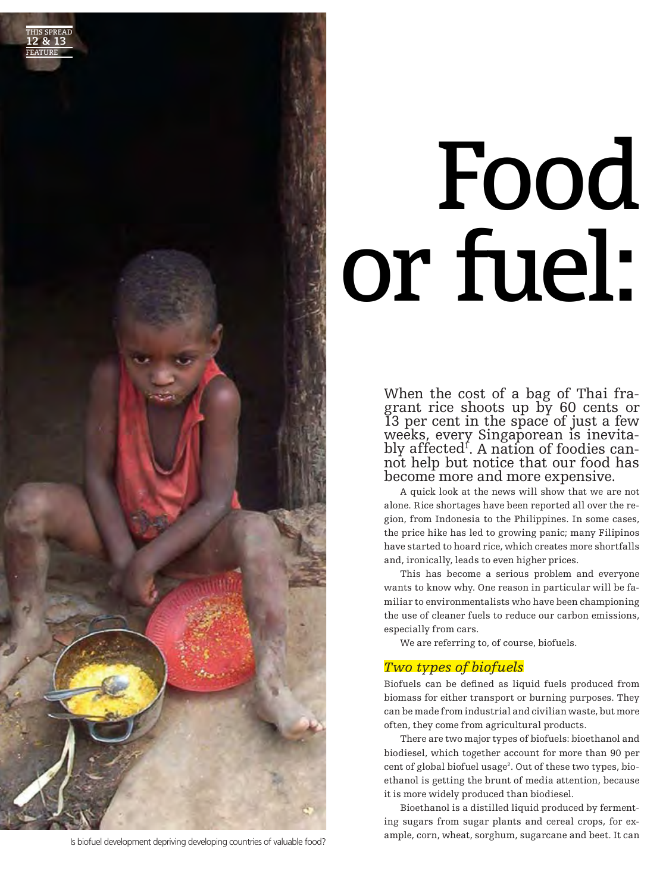# Food or fuel:

When the cost of a bag of Thai fragrant rice shoots up by 60 cents or 13 per cent in the space of just a few weeks, every Singaporean is inevitably affected[1]. A nation of foodies cannot help but notice that our food has become more and more expensive.

A quick look at the news will show that we are not alone. Rice shortages have been reported all over the region, from Indonesia to the Philippines. In some cases, the price hike has led to growing panic; many Filipinos have started to hoard rice, which creates more shortfalls and, ironically, leads to even higher prices.

This has become a serious problem and everyone wants to know why. One reason in particular will be familiar to environmentalists who have been championing the use of cleaner fuels to reduce our carbon emissions, especially from cars.

We are referring to, of course, biofuels.

## *Two types of biofuels*

Biofuels can be defined as liquid fuels produced from biomass for either transport or burning purposes. They can be made from industrial and civilian waste, but more often, they come from agricultural products.

There are two major types of biofuels: bioethanol and biodiesel, which together account for more than 90 per cent of global biofuel usage[2]. Out of these two types, bioethanol is getting the brunt of media attention, because it is more widely produced than biodiesel.

Bioethanol is a distilled liquid produced by fermenting sugars from sugar plants and cereal crops, for example, corn, wheat, sorghum, sugarcane and beet. It can

Is biofuel development depriving developing countries of valuable food?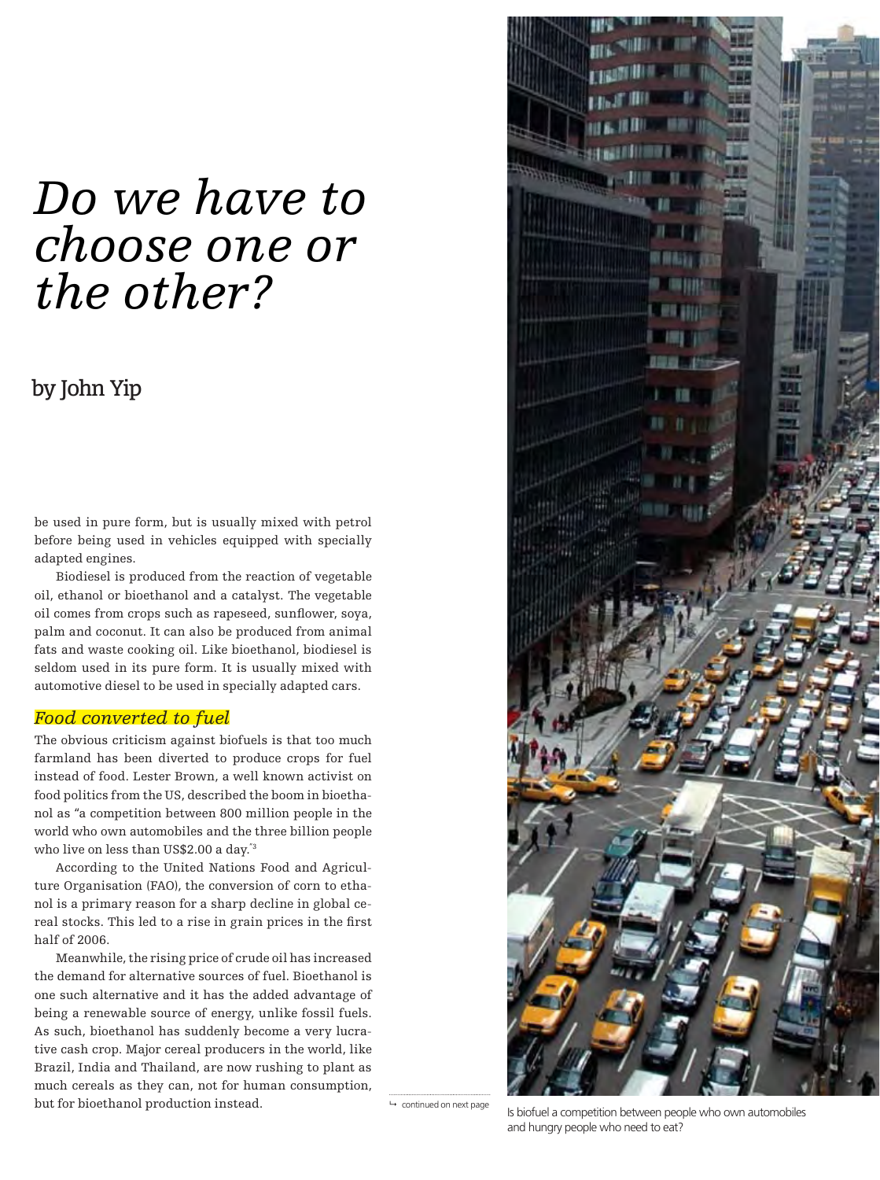# *Do we have to choose one or the other?*

## by John Yip

be used in pure form, but is usually mixed with petrol before being used in vehicles equipped with specially adapted engines.

Biodiesel is produced from the reaction of vegetable oil, ethanol or bioethanol and a catalyst. The vegetable oil comes from crops such as rapeseed, sunflower, soya, palm and coconut. It can also be produced from animal fats and waste cooking oil. Like bioethanol, biodiesel is seldom used in its pure form. It is usually mixed with automotive diesel to be used in specially adapted cars.

### *Food converted to fuel*

The obvious criticism against biofuels is that too much farmland has been diverted to produce crops for fuel instead of food. Lester Brown, a well known activist on food politics from the US, described the boom in bioethanol as "a competition between 800 million people in the world who own automobiles and the three billion people who live on less than US$2.00 a day."[3]

According to the United Nations Food and Agriculture Organisation (FAO), the conversion of corn to ethanol is a primary reason for a sharp decline in global cereal stocks. This led to a rise in grain prices in the first half of 2006.

Meanwhile, the rising price of crude oil has increased the demand for alternative sources of fuel. Bioethanol is one such alternative and it has the added advantage of being a renewable source of energy, unlike fossil fuels. As such, bioethanol has suddenly become a very lucrative cash crop. Major cereal producers in the world, like Brazil, India and Thailand, are now rushing to plant as much cereals as they can, not for human consumption, but for bioethanol production instead.

↳ continued on next page

Is biofuel a competition between people who own automobiles and hungry people who need to eat?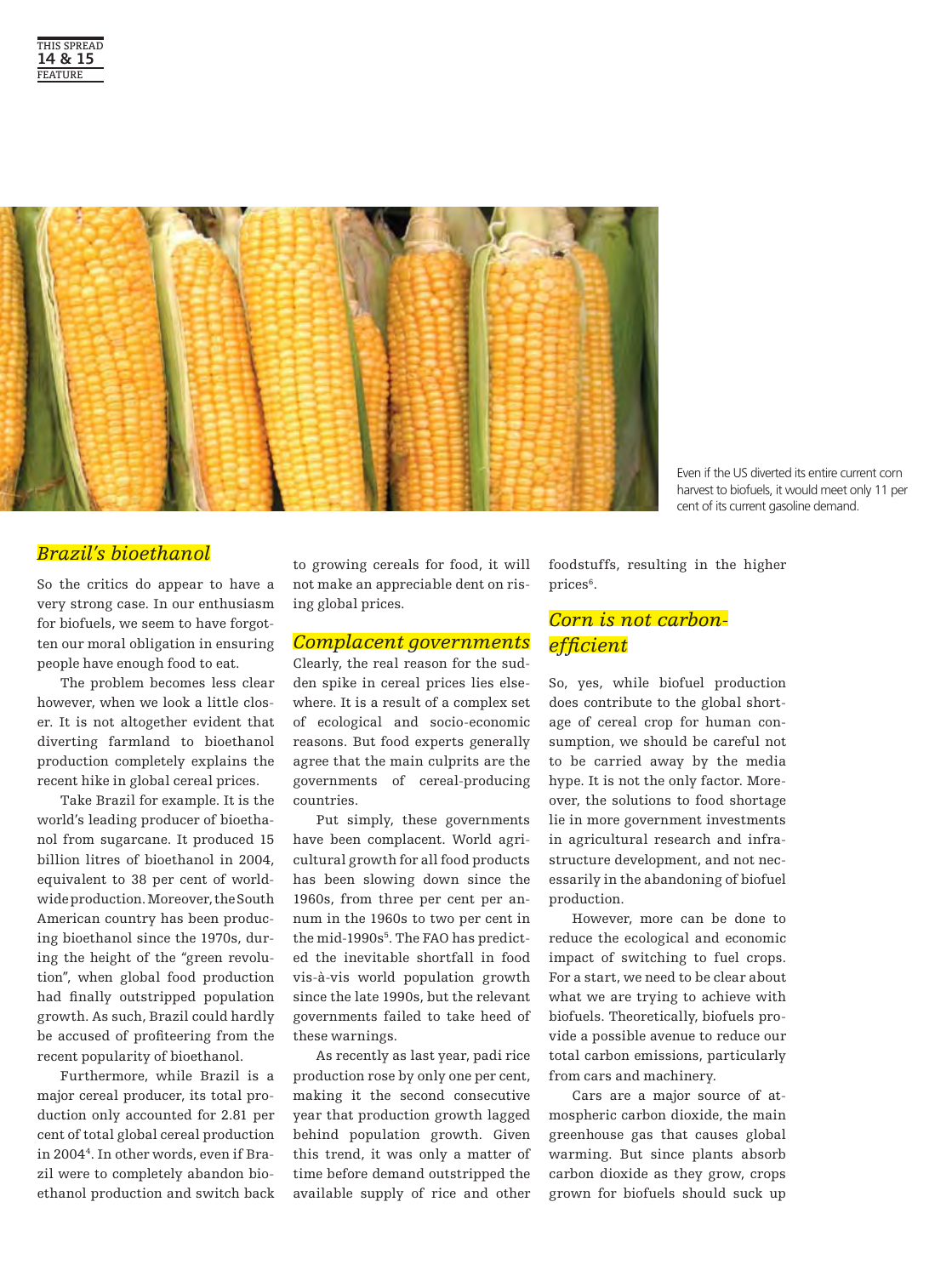Even if the US diverted its entire current corn harvest to biofuels, it would meet only 11 per cent of its current gasoline demand.

## *Brazil's bioethanol*

So the critics do appear to have a very strong case. In our enthusiasm for biofuels, we seem to have forgotten our moral obligation in ensuring people have enough food to eat.

The problem becomes less clear however, when we look a little closer. It is not altogether evident that diverting farmland to bioethanol production completely explains the recent hike in global cereal prices.

Take Brazil for example. It is the world's leading producer of bioethanol from sugarcane. It produced 15 billion litres of bioethanol in 2004, equivalent to 38 per cent of worldwide production. Moreover, the South American country has been producing bioethanol since the 1970s, during the height of the "green revolution", when global food production had finally outstripped population growth. As such, Brazil could hardly be accused of profiteering from the recent popularity of bioethanol.

Furthermore, while Brazil is a major cereal producer, its total production only accounted for 2.81 per cent of total global cereal production in 2004[4]. In other words, even if Brazil were to completely abandon bioethanol production and switch back to growing cereals for food, it will not make an appreciable dent on rising global prices.

## *Complacent governments*

Clearly, the real reason for the sudden spike in cereal prices lies elsewhere. It is a result of a complex set of ecological and socio-economic reasons. But food experts generally agree that the main culprits are the governments of cereal-producing countries.

Put simply, these governments have been complacent. World agricultural growth for all food products has been slowing down since the 1960s, from three per cent per annum in the 1960s to two per cent in the mid-1990s[5]. The FAO has predicted the inevitable shortfall in food vis-à-vis world population growth since the late 1990s, but the relevant governments failed to take heed of these warnings.

As recently as last year, padi rice production rose by only one per cent, making it the second consecutive year that production growth lagged behind population growth. Given this trend, it was only a matter of time before demand outstripped the available supply of rice and other foodstuffs, resulting in the higher prices[6].

## *Corn is not carbon-efficient*

So, yes, while biofuel production does contribute to the global shortage of cereal crop for human consumption, we should be careful not to be carried away by the media hype. It is not the only factor. Moreover, the solutions to food shortage lie in more government investments in agricultural research and infrastructure development, and not necessarily in the abandoning of biofuel production.

However, more can be done to reduce the ecological and economic impact of switching to fuel crops. For a start, we need to be clear about what we are trying to achieve with biofuels. Theoretically, biofuels provide a possible avenue to reduce our total carbon emissions, particularly from cars and machinery.

Cars are a major source of atmospheric carbon dioxide, the main greenhouse gas that causes global warming. But since plants absorb carbon dioxide as they grow, crops grown for biofuels should suck up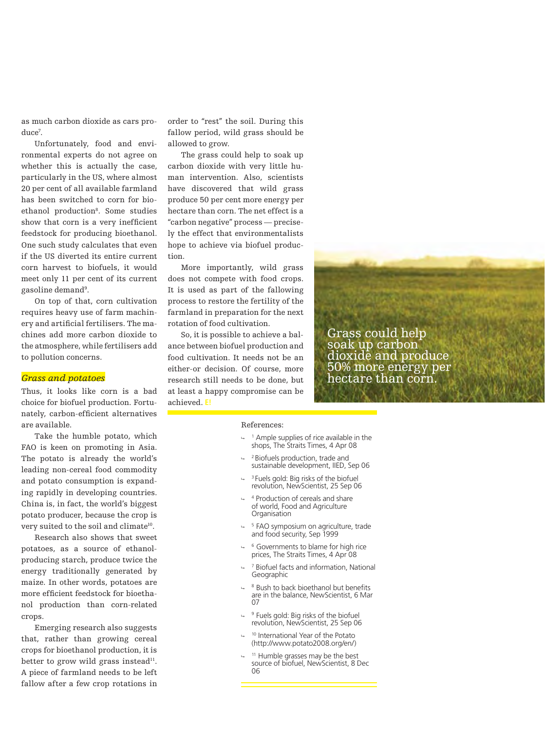as much carbon dioxide as cars produce[7].

Unfortunately, food and environmental experts do not agree on whether this is actually the case, particularly in the US, where almost 20 per cent of all available farmland has been switched to corn for bioethanol production[8]. Some studies show that corn is a very inefficient feedstock for producing bioethanol. One such study calculates that even if the US diverted its entire current corn harvest to biofuels, it would meet only 11 per cent of its current gasoline demand[9].

On top of that, corn cultivation requires heavy use of farm machinery and artificial fertilisers. The machines add more carbon dioxide to the atmosphere, while fertilisers add to pollution concerns.

### *Grass and potatoes*

Thus, it looks like corn is a bad choice for biofuel production. Fortunately, carbon-efficient alternatives are available.

Take the humble potato, which FAO is keen on promoting in Asia. The potato is already the world's leading non-cereal food commodity and potato consumption is expanding rapidly in developing countries. China is, in fact, the world's biggest potato producer, because the crop is very suited to the soil and climate[10].

Research also shows that sweet potatoes, as a source of ethanol-producing starch, produce twice the energy traditionally generated by maize. In other words, potatoes are more efficient feedstock for bioethanol production than corn-related crops.

Emerging research also suggests that, rather than growing cereal crops for bioethanol production, it is better to grow wild grass instead[11]. A piece of farmland needs to be left fallow after a few crop rotations in order to "rest" the soil. During this fallow period, wild grass should be allowed to grow.

The grass could help to soak up carbon dioxide with very little human intervention. Also, scientists have discovered that wild grass produce 50 per cent more energy per hectare than corn. The net effect is a "carbon negative" process — precisely the effect that environmentalists hope to achieve via biofuel production.

More importantly, wild grass does not compete with food crops. It is used as part of the fallowing process to restore the fertility of the farmland in preparation for the next rotation of food cultivation.

So, it is possible to achieve a balance between biofuel production and food cultivation. It needs not be an either-or decision. Of course, more research still needs to be done, but at least a happy compromise can be achieved. **E!**

Grass could help soak up carbon dioxide and produce 50% more energy per hectare than corn.

References:

- [1] Ample supplies of rice available in the shops, The Straits Times, 4 Apr 08
- [2] Biofuels production, trade and sustainable development, IIED, Sep 06
- [3] Fuels gold: Big risks of the biofuel revolution, NewScientist, 25 Sep 06
- [4] Production of cereals and share of world, Food and Agriculture Organisation
- [5] FAO symposium on agriculture, trade and food security, Sep 1999
- [6] Governments to blame for high rice prices, The Straits Times, 4 Apr 08
- [7] Biofuel facts and information, National Geographic
- [8] Bush to back bioethanol but benefits are in the balance, NewScientist, 6 Mar 07
- [9] Fuels gold: Big risks of the biofuel revolution, NewScientist, 25 Sep 06
- [10] International Year of the Potato (http://www.potato2008.org/en/)
- [11] Humble grasses may be the best source of biofuel, NewScientist, 8 Dec 06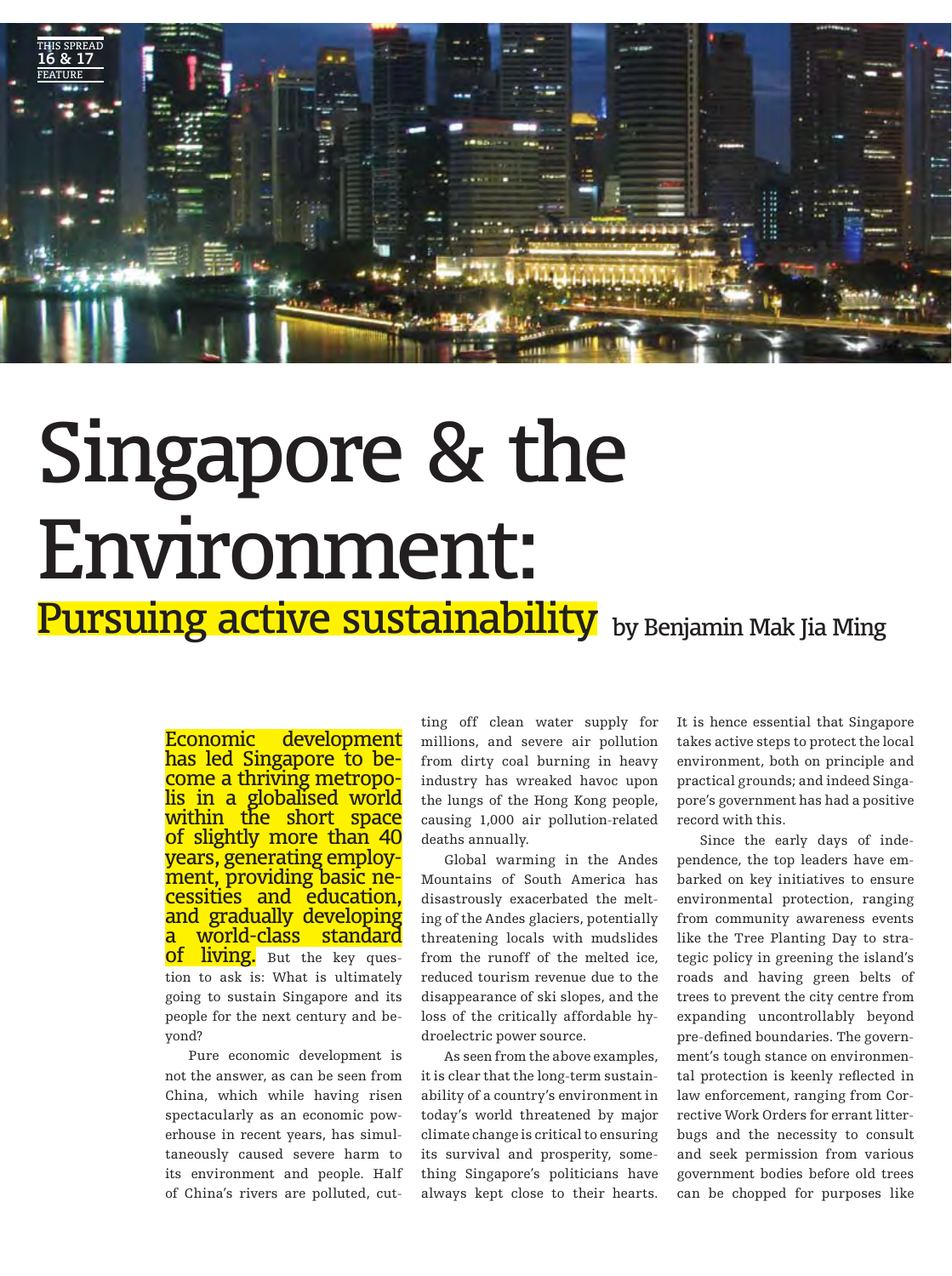# Singapore & the Environment:

## Pursuing active sustainability

by Benjamin Mak Jia Ming

**Economic development has led Singapore to become a thriving metropolis in a globalised world within the short space of slightly more than 40 years, generating employment, providing basic necessities and education, and gradually developing a world-class standard of living.** But the key question to ask is: What is ultimately going to sustain Singapore and its people for the next century and beyond?

Pure economic development is not the answer, as can be seen from China, which while having risen spectacularly as an economic powerhouse in recent years, has simultaneously caused severe harm to its environment and people. Half of China's rivers are polluted, cutting off clean water supply for millions, and severe air pollution from dirty coal burning in heavy industry has wreaked havoc upon the lungs of the Hong Kong people, causing 1,000 air pollution-related deaths annually.

Global warming in the Andes Mountains of South America has disastrously exacerbated the melting of the Andes glaciers, potentially threatening locals with mudslides from the runoff of the melted ice, reduced tourism revenue due to the disappearance of ski slopes, and the loss of the critically affordable hydroelectric power source.

As seen from the above examples, it is clear that the long-term sustainability of a country's environment in today's world threatened by major climate change is critical to ensuring its survival and prosperity, something Singapore's politicians have always kept close to their hearts. It is hence essential that Singapore takes active steps to protect the local environment, both on principle and practical grounds; and indeed Singapore's government has had a positive record with this.

Since the early days of independence, the top leaders have embarked on key initiatives to ensure environmental protection, ranging from community awareness events like the Tree Planting Day to strategic policy in greening the island's roads and having green belts of trees to prevent the city centre from expanding uncontrollably beyond pre-defined boundaries. The government's tough stance on environmental protection is keenly reflected in law enforcement, ranging from Corrective Work Orders for errant litterbugs and the necessity to consult and seek permission from various government bodies before old trees can be chopped for purposes like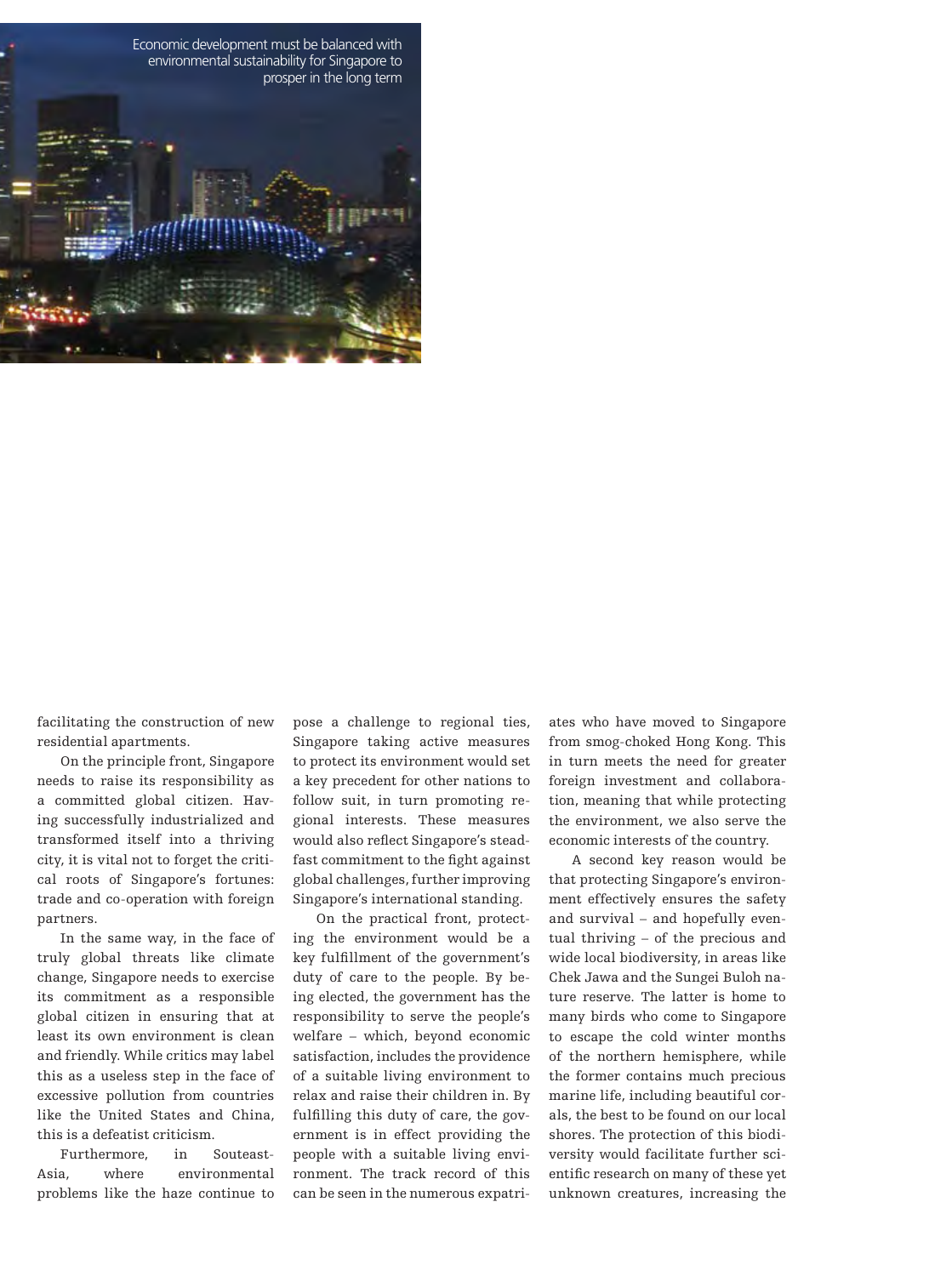Economic development must be balanced with environmental sustainability for Singapore to prosper in the long term

facilitating the construction of new residential apartments.

On the principle front, Singapore needs to raise its responsibility as a committed global citizen. Having successfully industrialized and transformed itself into a thriving city, it is vital not to forget the critical roots of Singapore's fortunes: trade and co-operation with foreign partners.

In the same way, in the face of truly global threats like climate change, Singapore needs to exercise its commitment as a responsible global citizen in ensuring that at least its own environment is clean and friendly. While critics may label this as a useless step in the face of excessive pollution from countries like the United States and China, this is a defeatist criticism.

Furthermore, in Southeast-Asia, where environmental problems like the haze continue to pose a challenge to regional ties, Singapore taking active measures to protect its environment would set a key precedent for other nations to follow suit, in turn promoting regional interests. These measures would also reflect Singapore's steadfast commitment to the fight against global challenges, further improving Singapore's international standing.

On the practical front, protecting the environment would be a key fulfillment of the government's duty of care to the people. By being elected, the government has the responsibility to serve the people's welfare – which, beyond economic satisfaction, includes the providence of a suitable living environment to relax and raise their children in. By fulfilling this duty of care, the government is in effect providing the people with a suitable living environment. The track record of this can be seen in the numerous expatriates who have moved to Singapore from smog-choked Hong Kong. This in turn meets the need for greater foreign investment and collaboration, meaning that while protecting the environment, we also serve the economic interests of the country.

A second key reason would be that protecting Singapore's environment effectively ensures the safety and survival – and hopefully eventual thriving – of the precious and wide local biodiversity, in areas like Chek Jawa and the Sungei Buloh nature reserve. The latter is home to many birds who come to Singapore to escape the cold winter months of the northern hemisphere, while the former contains much precious marine life, including beautiful corals, the best to be found on our local shores. The protection of this biodiversity would facilitate further scientific research on many of these yet unknown creatures, increasing the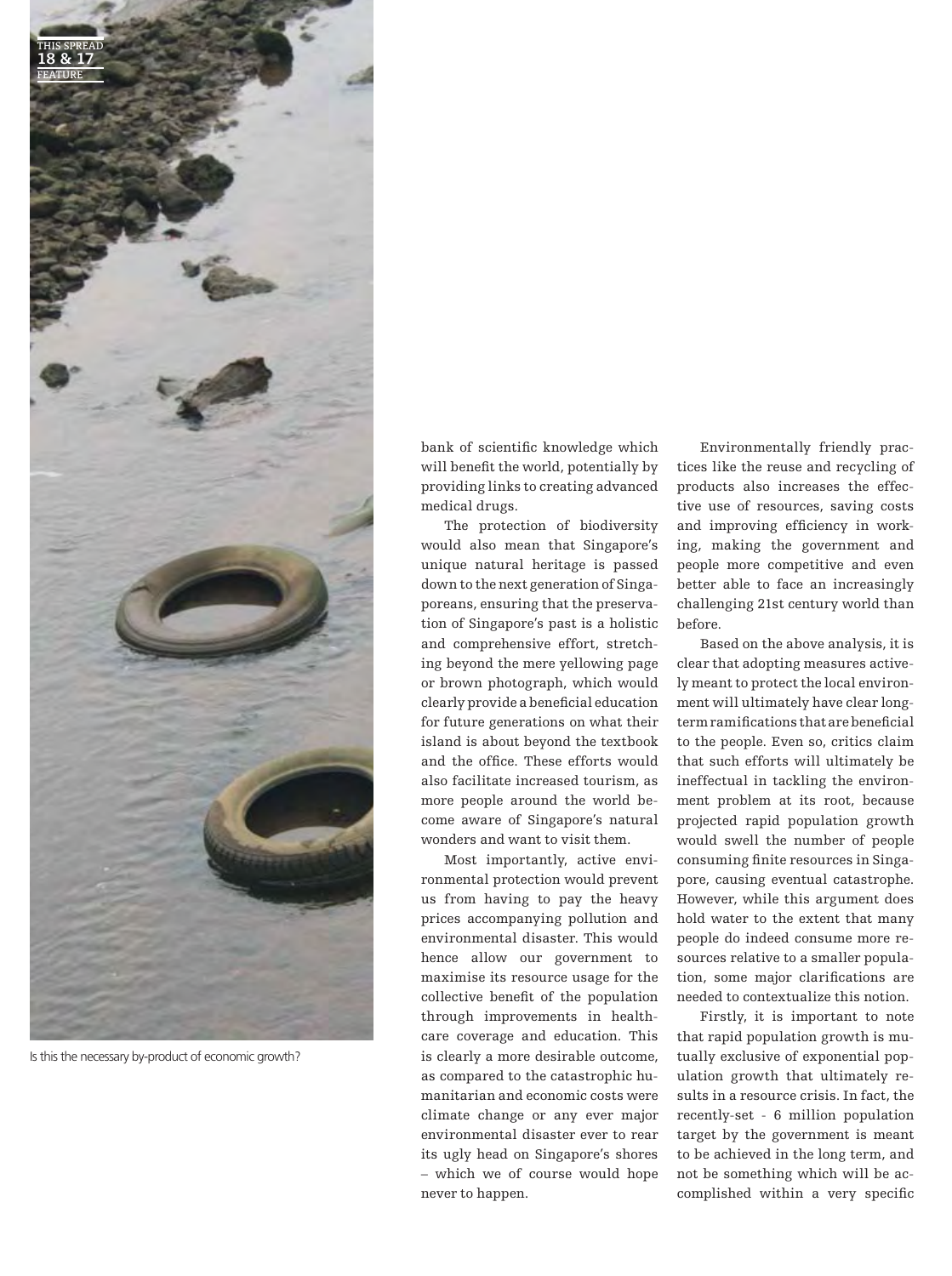Is this the necessary by-product of economic growth?

bank of scientific knowledge which will benefit the world, potentially by providing links to creating advanced medical drugs.

The protection of biodiversity would also mean that Singapore's unique natural heritage is passed down to the next generation of Singaporeans, ensuring that the preservation of Singapore's past is a holistic and comprehensive effort, stretching beyond the mere yellowing page or brown photograph, which would clearly provide a beneficial education for future generations on what their island is about beyond the textbook and the office. These efforts would also facilitate increased tourism, as more people around the world become aware of Singapore's natural wonders and want to visit them.

Most importantly, active environmental protection would prevent us from having to pay the heavy prices accompanying pollution and environmental disaster. This would hence allow our government to maximise its resource usage for the collective benefit of the population through improvements in healthcare coverage and education. This is clearly a more desirable outcome, as compared to the catastrophic humanitarian and economic costs were climate change or any ever major environmental disaster ever to rear its ugly head on Singapore's shores – which we of course would hope never to happen.

Environmentally friendly practices like the reuse and recycling of products also increases the effective use of resources, saving costs and improving efficiency in working, making the government and people more competitive and even better able to face an increasingly challenging 21st century world than before.

Based on the above analysis, it is clear that adopting measures actively meant to protect the local environment will ultimately have clear long-term ramifications that are beneficial to the people. Even so, critics claim that such efforts will ultimately be ineffectual in tackling the environment problem at its root, because projected rapid population growth would swell the number of people consuming finite resources in Singapore, causing eventual catastrophe. However, while this argument does hold water to the extent that many people do indeed consume more resources relative to a smaller population, some major clarifications are needed to contextualize this notion.

Firstly, it is important to note that rapid population growth is mutually exclusive of exponential population growth that ultimately results in a resource crisis. In fact, the recently-set - 6 million population target by the government is meant to be achieved in the long term, and not be something which will be accomplished within a very specific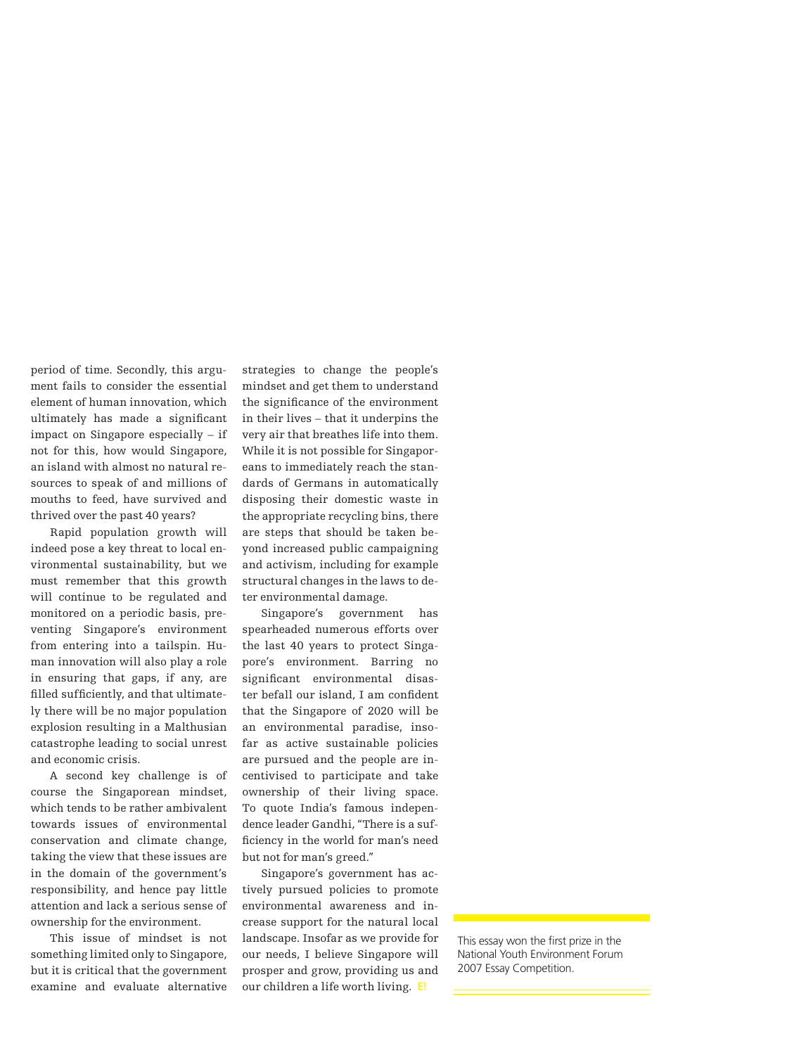period of time. Secondly, this argument fails to consider the essential element of human innovation, which ultimately has made a significant impact on Singapore especially – if not for this, how would Singapore, an island with almost no natural resources to speak of and millions of mouths to feed, have survived and thrived over the past 40 years?

Rapid population growth will indeed pose a key threat to local environmental sustainability, but we must remember that this growth will continue to be regulated and monitored on a periodic basis, preventing Singapore's environment from entering into a tailspin. Human innovation will also play a role in ensuring that gaps, if any, are filled sufficiently, and that ultimately there will be no major population explosion resulting in a Malthusian catastrophe leading to social unrest and economic crisis.

A second key challenge is of course the Singaporean mindset, which tends to be rather ambivalent towards issues of environmental conservation and climate change, taking the view that these issues are in the domain of the government's responsibility, and hence pay little attention and lack a serious sense of ownership for the environment.

This issue of mindset is not something limited only to Singapore, but it is critical that the government examine and evaluate alternative strategies to change the people's mindset and get them to understand the significance of the environment in their lives – that it underpins the very air that breathes life into them. While it is not possible for Singaporeans to immediately reach the standards of Germans in automatically disposing their domestic waste in the appropriate recycling bins, there are steps that should be taken beyond increased public campaigning and activism, including for example structural changes in the laws to deter environmental damage.

Singapore's government has spearheaded numerous efforts over the last 40 years to protect Singapore's environment. Barring no significant environmental disaster befall our island, I am confident that the Singapore of 2020 will be an environmental paradise, insofar as active sustainable policies are pursued and the people are incentivised to participate and take ownership of their living space. To quote India's famous independence leader Gandhi, "There is a sufficiency in the world for man's need but not for man's greed."

Singapore's government has actively pursued policies to promote environmental awareness and increase support for the natural local landscape. Insofar as we provide for our needs, I believe Singapore will prosper and grow, providing us and our children a life worth living. **E!**

This essay won the first prize in the National Youth Environment Forum 2007 Essay Competition.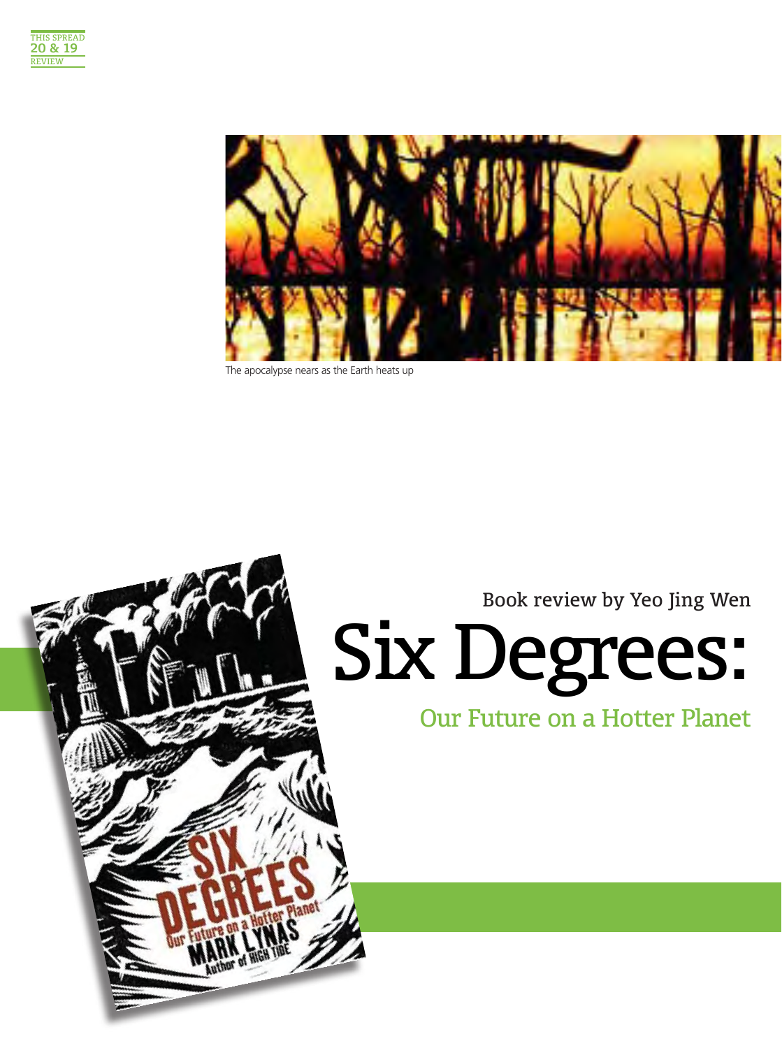The apocalypse nears as the Earth heats up

Book review by Yeo Jing Wen

# Six Degrees:

## Our Future on a Hotter Planet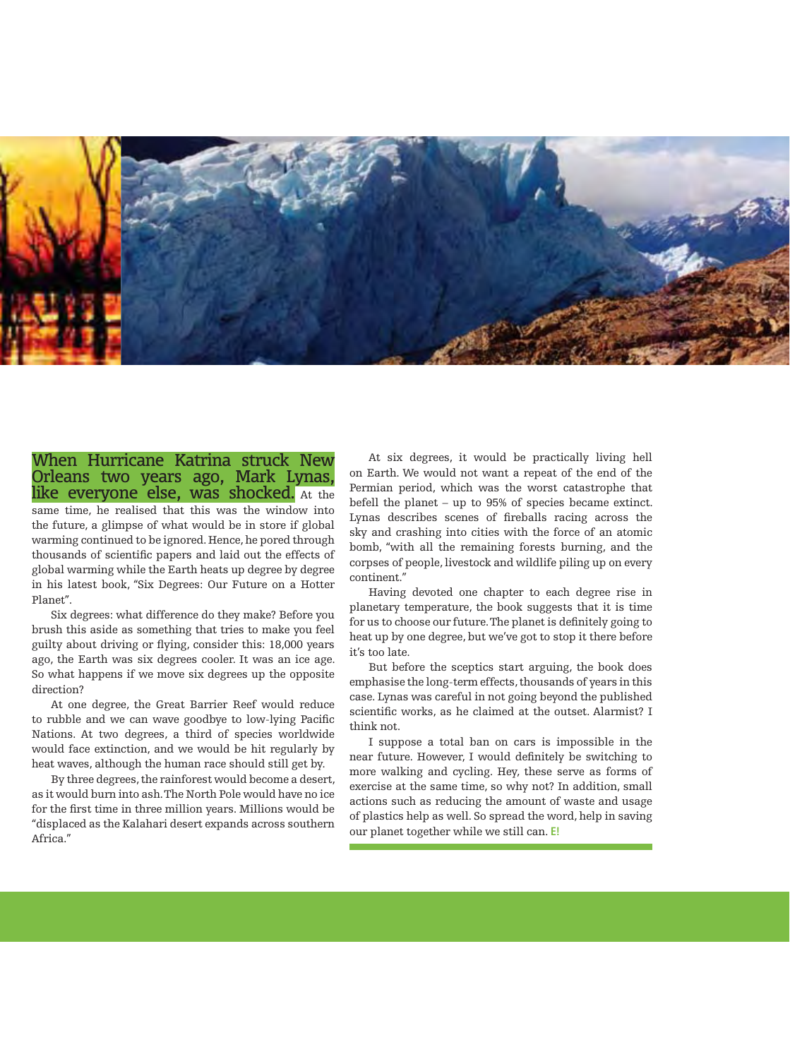**When Hurricane Katrina struck New Orleans two years ago, Mark Lynas, like everyone else, was shocked.** At the same time, he realised that this was the window into the future, a glimpse of what would be in store if global warming continued to be ignored. Hence, he pored through thousands of scientific papers and laid out the effects of global warming while the Earth heats up degree by degree in his latest book, "Six Degrees: Our Future on a Hotter Planet".

Six degrees: what difference do they make? Before you brush this aside as something that tries to make you feel guilty about driving or flying, consider this: 18,000 years ago, the Earth was six degrees cooler. It was an ice age. So what happens if we move six degrees up the opposite direction?

At one degree, the Great Barrier Reef would reduce to rubble and we can wave goodbye to low-lying Pacific Nations. At two degrees, a third of species worldwide would face extinction, and we would be hit regularly by heat waves, although the human race should still get by.

By three degrees, the rainforest would become a desert, as it would burn into ash. The North Pole would have no ice for the first time in three million years. Millions would be "displaced as the Kalahari desert expands across southern Africa."

At six degrees, it would be practically living hell on Earth. We would not want a repeat of the end of the Permian period, which was the worst catastrophe that befell the planet – up to 95% of species became extinct. Lynas describes scenes of fireballs racing across the sky and crashing into cities with the force of an atomic bomb, "with all the remaining forests burning, and the corpses of people, livestock and wildlife piling up on every continent."

Having devoted one chapter to each degree rise in planetary temperature, the book suggests that it is time for us to choose our future. The planet is definitely going to heat up by one degree, but we've got to stop it there before it's too late.

But before the sceptics start arguing, the book does emphasise the long-term effects, thousands of years in this case. Lynas was careful in not going beyond the published scientific works, as he claimed at the outset. Alarmist? I think not.

I suppose a total ban on cars is impossible in the near future. However, I would definitely be switching to more walking and cycling. Hey, these serve as forms of exercise at the same time, so why not? In addition, small actions such as reducing the amount of waste and usage of plastics help as well. So spread the word, help in saving our planet together while we still can. **E!**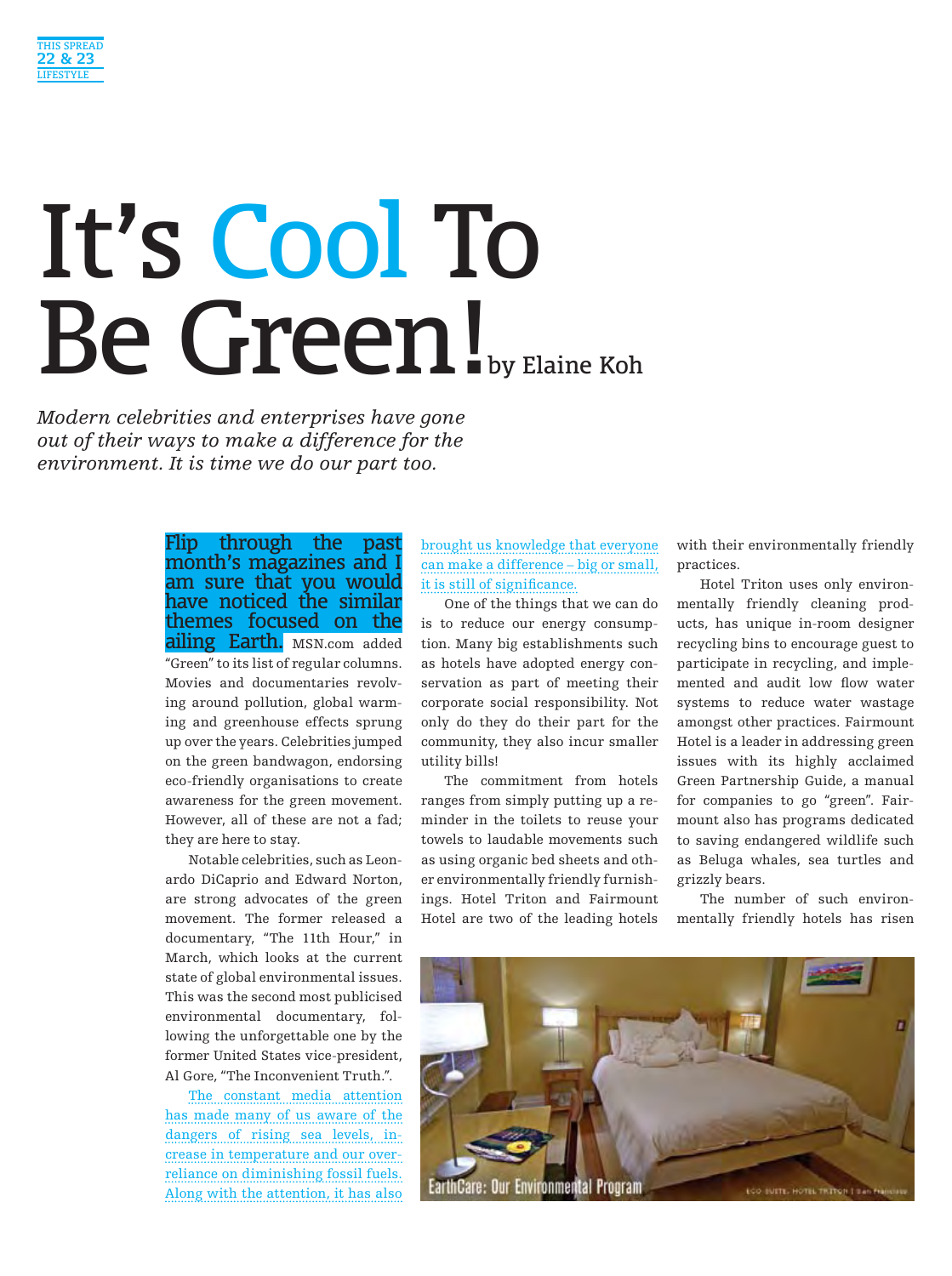# It's Cool To Be Green!

by Elaine Koh

*Modern celebrities and enterprises have gone out of their ways to make a difference for the environment. It is time we do our part too.*

**Flip through the past month's magazines and I am sure that you would have noticed the similar themes focused on the ailing Earth.** MSN.com added "Green" to its list of regular columns. Movies and documentaries revolving around pollution, global warming and greenhouse effects sprung up over the years. Celebrities jumped on the green bandwagon, endorsing eco-friendly organisations to create awareness for the green movement. However, all of these are not a fad; they are here to stay.

Notable celebrities, such as Leonardo DiCaprio and Edward Norton, are strong advocates of the green movement. The former released a documentary, "The 11th Hour," in March, which looks at the current state of global environmental issues. This was the second most publicised environmental documentary, following the unforgettable one by the former United States vice-president, Al Gore, "The Inconvenient Truth.".

The constant media attention has made many of us aware of the dangers of rising sea levels, increase in temperature and our over-reliance on diminishing fossil fuels. Along with the attention, it has also brought us knowledge that everyone can make a difference – big or small, it is still of significance.

One of the things that we can do is to reduce our energy consumption. Many big establishments such as hotels have adopted energy conservation as part of meeting their corporate social responsibility. Not only do they do their part for the community, they also incur smaller utility bills!

The commitment from hotels ranges from simply putting up a reminder in the toilets to reuse your towels to laudable movements such as using organic bed sheets and other environmentally friendly furnishings. Hotel Triton and Fairmount Hotel are two of the leading hotels with their environmentally friendly practices.

Hotel Triton uses only environmentally friendly cleaning products, has unique in-room designer recycling bins to encourage guest to participate in recycling, and implemented and audit low flow water systems to reduce water wastage amongst other practices. Fairmount Hotel is a leader in addressing green issues with its highly acclaimed Green Partnership Guide, a manual for companies to go "green". Fairmount also has programs dedicated to saving endangered wildlife such as Beluga whales, sea turtles and grizzly bears.

The number of such environmentally friendly hotels has risen

EarthCare: Our Environmental Program

ECO SUITE, HOTEL TRITON | San Francisco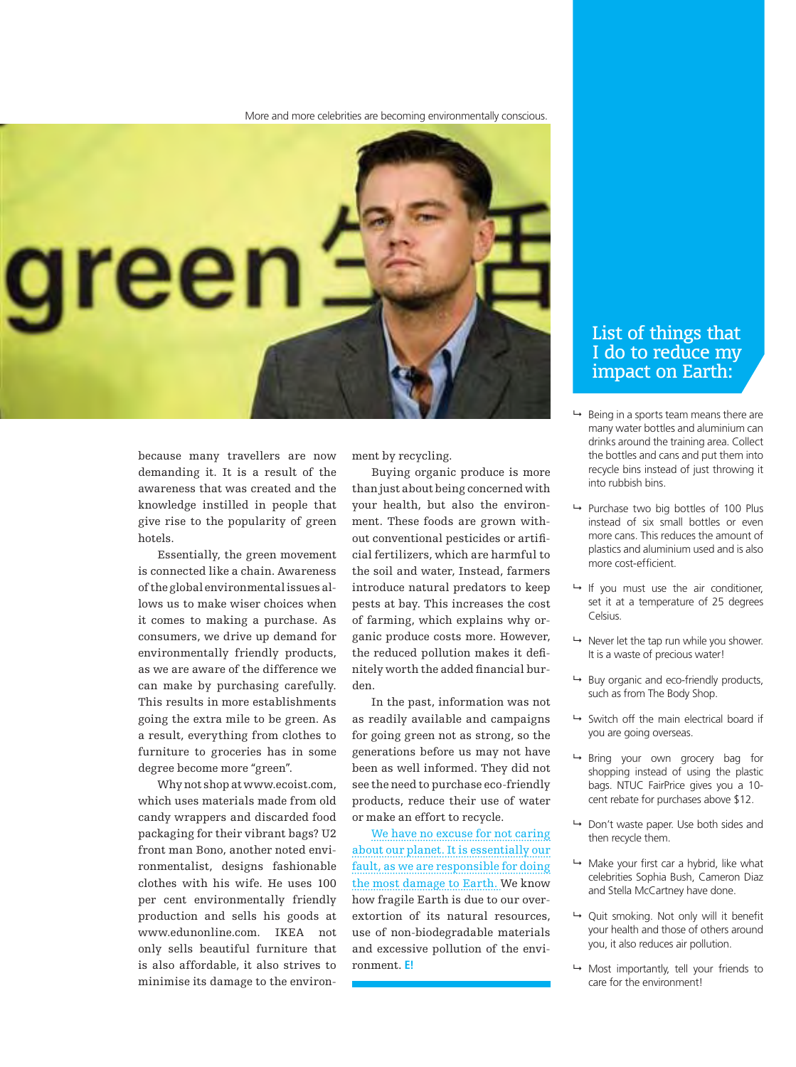More and more celebrities are becoming environmentally conscious.

because many travellers are now demanding it. It is a result of the awareness that was created and the knowledge instilled in people that give rise to the popularity of green hotels.

Essentially, the green movement is connected like a chain. Awareness of the global environmental issues allows us to make wiser choices when it comes to making a purchase. As consumers, we drive up demand for environmentally friendly products, as we are aware of the difference we can make by purchasing carefully. This results in more establishments going the extra mile to be green. As a result, everything from clothes to furniture to groceries has in some degree become more "green".

Why not shop at www.ecoist.com, which uses materials made from old candy wrappers and discarded food packaging for their vibrant bags? U2 front man Bono, another noted environmentalist, designs fashionable clothes with his wife. He uses 100 per cent environmentally friendly production and sells his goods at www.edunonline.com. IKEA not only sells beautiful furniture that is also affordable, it also strives to minimise its damage to the environment by recycling.

Buying organic produce is more than just about being concerned with your health, but also the environment. These foods are grown without conventional pesticides or artificial fertilizers, which are harmful to the soil and water, Instead, farmers introduce natural predators to keep pests at bay. This increases the cost of farming, which explains why organic produce costs more. However, the reduced pollution makes it definitely worth the added financial burden.

In the past, information was not as readily available and campaigns for going green not as strong, so the generations before us may not have been as well informed. They did not see the need to purchase eco-friendly products, reduce their use of water or make an effort to recycle.

We have no excuse for not caring about our planet. It is essentially our fault, as we are responsible for doing the most damage to Earth. We know how fragile Earth is due to our over-extortion of its natural resources, use of non-biodegradable materials and excessive pollution of the environment. **E!**

## List of things that I do to reduce my impact on Earth:

- Being in a sports team means there are many water bottles and aluminium can drinks around the training area. Collect the bottles and cans and put them into recycle bins instead of just throwing it into rubbish bins.
- Purchase two big bottles of 100 Plus instead of six small bottles or even more cans. This reduces the amount of plastics and aluminium used and is also more cost-efficient.
- If you must use the air conditioner, set it at a temperature of 25 degrees Celsius.
- Never let the tap run while you shower. It is a waste of precious water!
- Buy organic and eco-friendly products, such as from The Body Shop.
- Switch off the main electrical board if you are going overseas.
- Bring your own grocery bag for shopping instead of using the plastic bags. NTUC FairPrice gives you a 10-cent rebate for purchases above $12.
- Don't waste paper. Use both sides and then recycle them.
- Make your first car a hybrid, like what celebrities Sophia Bush, Cameron Diaz and Stella McCartney have done.
- Quit smoking. Not only will it benefit your health and those of others around you, it also reduces air pollution.
- Most importantly, tell your friends to care for the environment!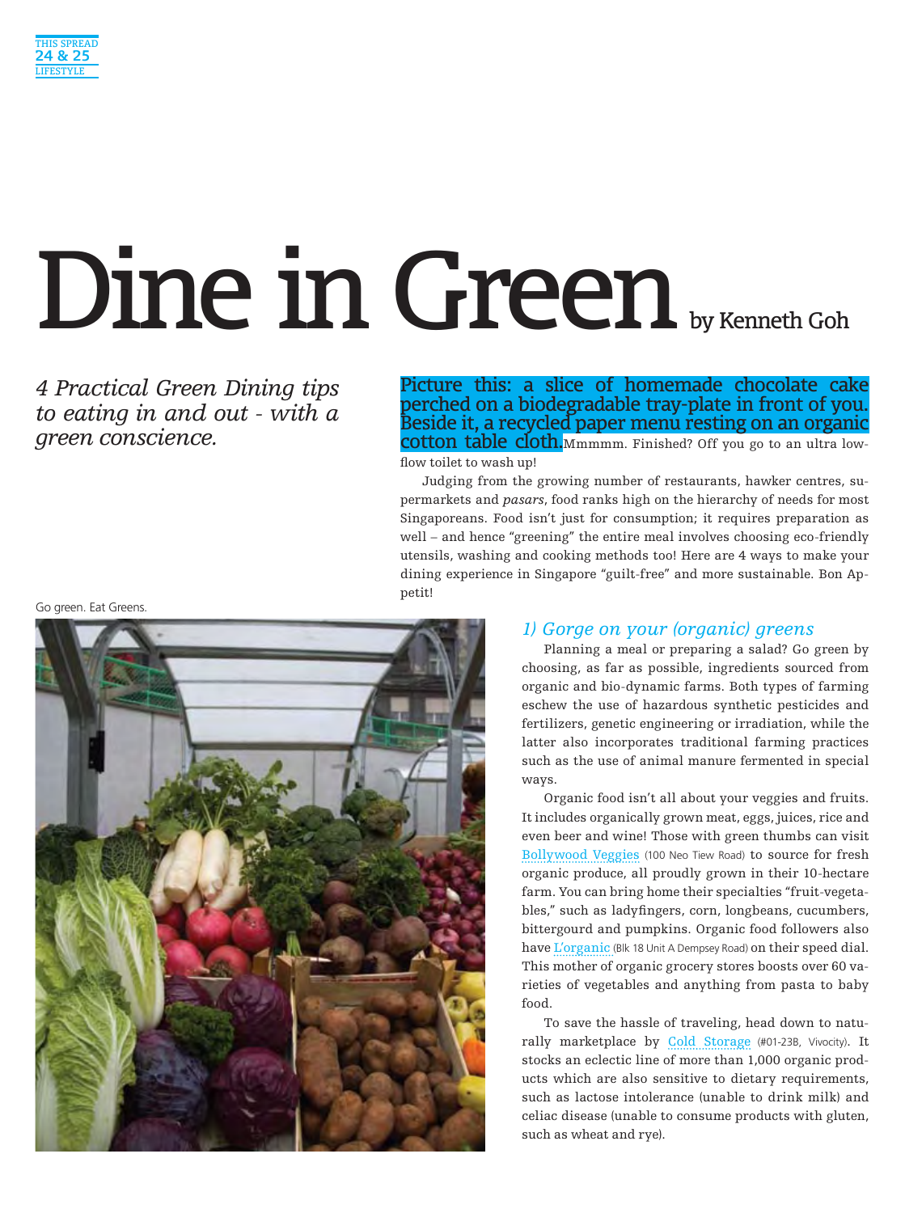# Dine in Green

by Kenneth Goh

*4 Practical Green Dining tips to eating in and out - with a green conscience.*

Picture this: a slice of homemade chocolate cake perched on a biodegradable tray-plate in front of you. Beside it, a recycled paper menu resting on an organic cotton table cloth. Mmmmm. Finished? Off you go to an ultra low-flow toilet to wash up!

Judging from the growing number of restaurants, hawker centres, supermarkets and *pasars*, food ranks high on the hierarchy of needs for most Singaporeans. Food isn't just for consumption; it requires preparation as well – and hence "greening" the entire meal involves choosing eco-friendly utensils, washing and cooking methods too! Here are 4 ways to make your dining experience in Singapore "guilt-free" and more sustainable. Bon Appetit!

Go green. Eat Greens.

## *1) Gorge on your (organic) greens*

Planning a meal or preparing a salad? Go green by choosing, as far as possible, ingredients sourced from organic and bio-dynamic farms. Both types of farming eschew the use of hazardous synthetic pesticides and fertilizers, genetic engineering or irradiation, while the latter also incorporates traditional farming practices such as the use of animal manure fermented in special ways.

Organic food isn't all about your veggies and fruits. It includes organically grown meat, eggs, juices, rice and even beer and wine! Those with green thumbs can visit Bollywood Veggies (100 Neo Tiew Road) to source for fresh organic produce, all proudly grown in their 10-hectare farm. You can bring home their specialties "fruit-vegetables," such as ladyfingers, corn, longbeans, cucumbers, bittergourd and pumpkins. Organic food followers also have L'organic (Blk 18 Unit A Dempsey Road) on their speed dial. This mother of organic grocery stores boosts over 60 varieties of vegetables and anything from pasta to baby food.

To save the hassle of traveling, head down to naturally marketplace by Cold Storage (#01-23B, Vivocity). It stocks an eclectic line of more than 1,000 organic products which are also sensitive to dietary requirements, such as lactose intolerance (unable to drink milk) and celiac disease (unable to consume products with gluten, such as wheat and rye).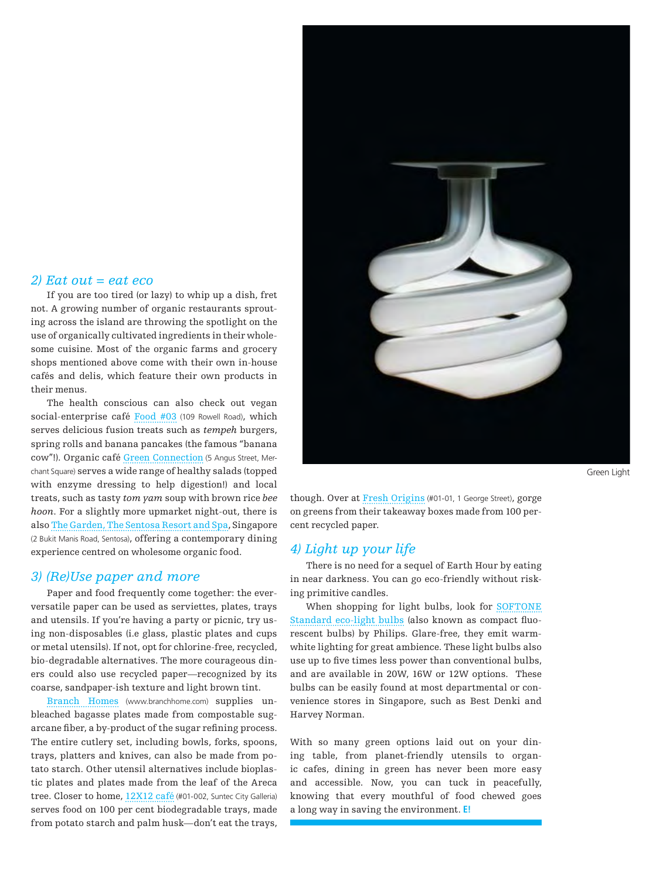## 2) Eat out = eat eco

If you are too tired (or lazy) to whip up a dish, fret not. A growing number of organic restaurants sprouting across the island are throwing the spotlight on the use of organically cultivated ingredients in their wholesome cuisine. Most of the organic farms and grocery shops mentioned above come with their own in-house cafés and delis, which feature their own products in their menus.

The health conscious can also check out vegan social-enterprise café Food #03 (109 Rowell Road), which serves delicious fusion treats such as tasty *tempeh* burgers, spring rolls and banana pancakes (the famous "banana cow"!). Organic café Green Connection (5 Angus Street, Merchant Square) serves a wide range of healthy salads (topped with enzyme dressing to help digestion!) and local treats, such as tasty *tom yam* soup with brown rice *bee hoon*. For a slightly more upmarket night-out, there is also The Garden, The Sentosa Resort and Spa, Singapore (2 Bukit Manis Road, Sentosa), offering a contemporary dining experience centred on wholesome organic food.

## 3) (Re)Use paper and more

Paper and food frequently come together: the ever-versatile paper can be used as serviettes, plates, trays and utensils. If you're having a party or picnic, try using non-disposables (i.e glass, plastic plates and cups or metal utensils). If not, opt for chlorine-free, recycled, bio-degradable alternatives. The more courageous diners could also use recycled paper—recognized by its coarse, sandpaper-ish texture and light brown tint.

Branch Homes (www.branchhome.com) supplies unbleached bagasse plates made from compostable sugarcane fiber, a by-product of the sugar refining process. The entire cutlery set, including bowls, forks, spoons, trays, platters and knives, can also be made from potato starch. Other utensil alternatives include bioplastic plates and plates made from the leaf of the Areca tree. Closer to home, 12X12 café (#01-002, Suntec City Galleria) serves food on 100 per cent biodegradable trays, made from potato starch and palm husk—don't eat the trays, though. Over at Fresh Origins (#01-01, 1 George Street), gorge on greens from their takeaway boxes made from 100 per-cent recycled paper.

Green Light

## 4) Light up your life

There is no need for a sequel of Earth Hour by eating in near darkness. You can go eco-friendly without risking primitive candles.

When shopping for light bulbs, look for SOFTONE Standard eco-light bulbs (also known as compact fluorescent bulbs) by Philips. Glare-free, they emit warm-white lighting for great ambience. These light bulbs also use up to five times less power than conventional bulbs, and are available in 20W, 16W or 12W options. These bulbs can be easily found at most departmental or convenience stores in Singapore, such as Best Denki and Harvey Norman.

With so many green options laid out on your dining table, from planet-friendly utensils to organic cafes, dining in green has never been more easy and accessible. Now, you can tuck in peacefully, knowing that every mouthful of food chewed goes a long way in saving the environment. **E!**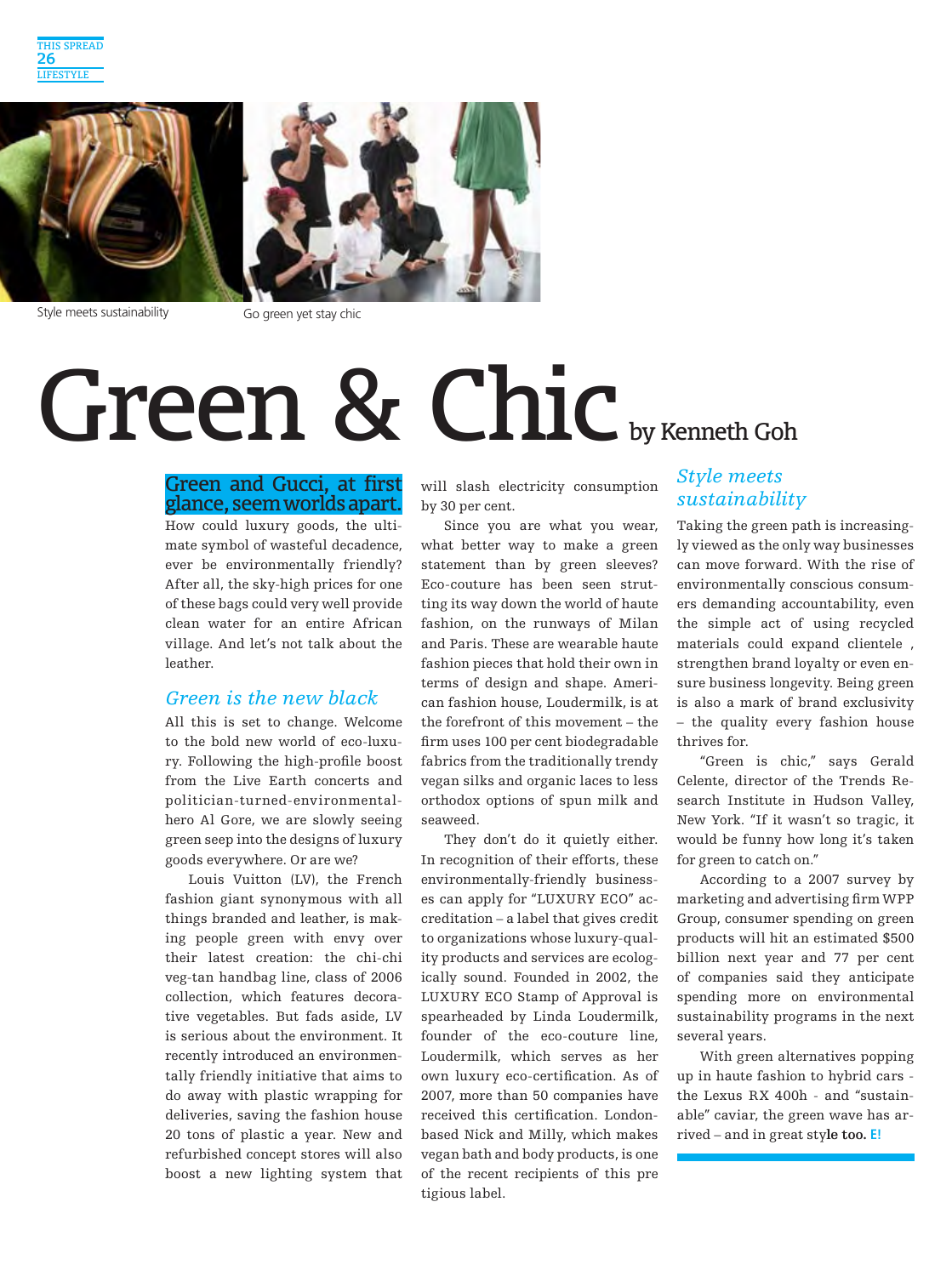Style meets sustainability

Go green yet stay chic

# Green & Chic

by Kenneth Goh

**Green and Gucci, at first glance, seem worlds apart.** How could luxury goods, the ultimate symbol of wasteful decadence, ever be environmentally friendly? After all, the sky-high prices for one of these bags could very well provide clean water for an entire African village. And let's not talk about the leather.

## *Green is the new black*

All this is set to change. Welcome to the bold new world of eco-luxury. Following the high-profile boost from the Live Earth concerts and politician-turned-environmental-hero Al Gore, we are slowly seeing green seep into the designs of luxury goods everywhere. Or are we?

Louis Vuitton (LV), the French fashion giant synonymous with all things branded and leather, is making people green with envy over their latest creation: the chi-chi veg-tan handbag line, class of 2006 collection, which features decorative vegetables. But fads aside, LV is serious about the environment. It recently introduced an environmentally friendly initiative that aims to do away with plastic wrapping for deliveries, saving the fashion house 20 tons of plastic a year. New and refurbished concept stores will also boost a new lighting system that will slash electricity consumption by 30 per cent.

Since you are what you wear, what better way to make a green statement than by green sleeves? Eco-couture has been seen strutting its way down the world of haute fashion, on the runways of Milan and Paris. These are wearable haute fashion pieces that hold their own in terms of design and shape. American fashion house, Loudermilk, is at the forefront of this movement – the firm uses 100 per cent biodegradable fabrics from the traditionally trendy vegan silks and organic laces to less orthodox options of spun milk and seaweed.

They don't do it quietly either. In recognition of their efforts, these environmentally-friendly businesses can apply for "LUXURY ECO" accreditation – a label that gives credit to organizations whose luxury-quality products and services are ecologically sound. Founded in 2002, the LUXURY ECO Stamp of Approval is spearheaded by Linda Loudermilk, founder of the eco-couture line, Loudermilk, which serves as her own luxury eco-certification. As of 2007, more than 50 companies have received this certification. London-based Nick and Milly, which makes vegan bath and body products, is one of the recent recipients of this pre tigious label.

## *Style meets sustainability*

Taking the green path is increasingly viewed as the only way businesses can move forward. With the rise of environmentally conscious consumers demanding accountability, even the simple act of using recycled materials could expand clientele , strengthen brand loyalty or even ensure business longevity. Being green is also a mark of brand exclusivity – the quality every fashion house thrives for.

"Green is chic," says Gerald Celente, director of the Trends Research Institute in Hudson Valley, New York. "If it wasn't so tragic, it would be funny how long it's taken for green to catch on."

According to a 2007 survey by marketing and advertising firm WPP Group, consumer spending on green products will hit an estimated $500 billion next year and 77 per cent of companies said they anticipate spending more on environmental sustainability programs in the next several years.

With green alternatives popping up in haute fashion to hybrid cars - the Lexus RX 400h - and "sustainable" caviar, the green wave has arrived – and in great style too. **E!**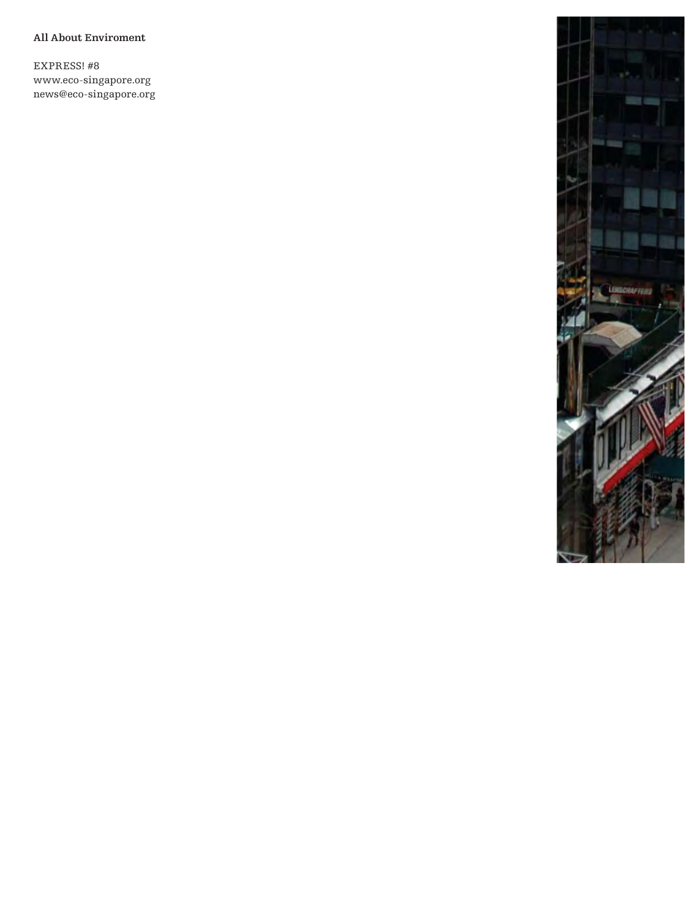**All About Enviroment**

EXPRESS! #8
www.eco-singapore.org
news@eco-singapore.org